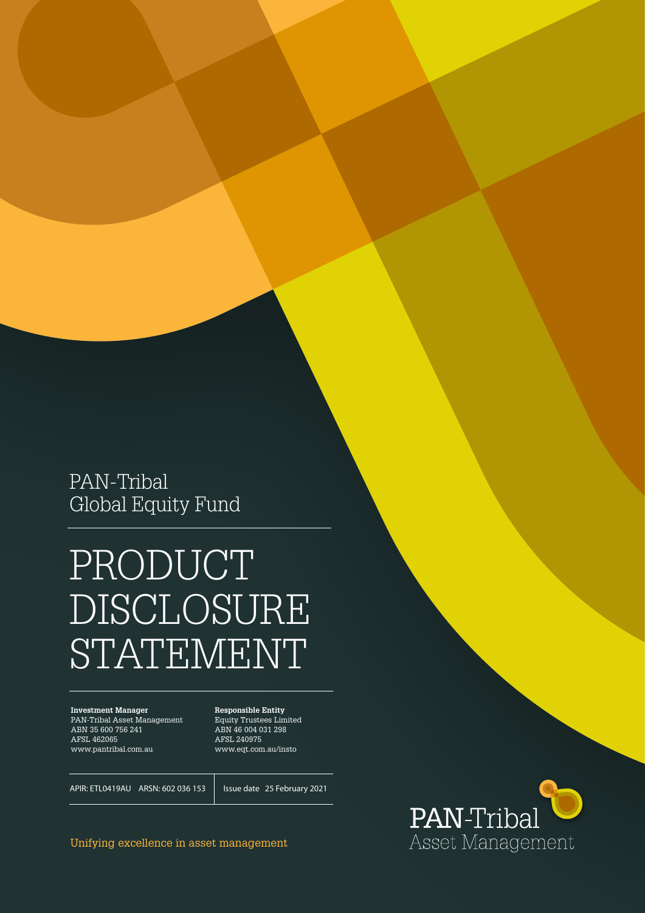PAN-Tribal
Global Equity Fund

# PRODUCT DISCLOSURE STATEMENT

**Investment Manager**
PAN-Tribal Asset Management
ABN 35 600 756 241
AFSL 462065
www.pantribal.com.au

**Responsible Entity**
Equity Trustees Limited
ABN 46 004 031 298
AFSL 240975
www.eqt.com.au/insto

APIR: ETL0419AU ARSN: 602 036 153

Issue date 25 February 2021

Unifying excellence in asset management

PAN-Tribal
Asset Management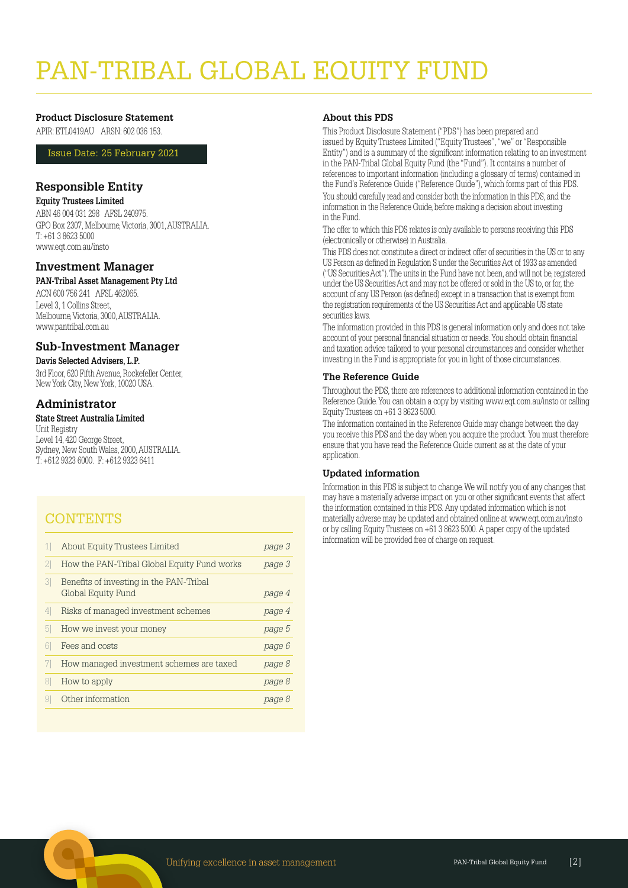# PAN-TRIBAL GLOBAL EQUITY FUND

### Product Disclosure Statement

APIR: ETL0419AU ARSN: 602 036 153.

Issue Date: 25 February 2021

## Responsible Entity

**Equity Trustees Limited**

ABN 46 004 031 298 AFSL 240975.
GPO Box 2307, Melbourne, Victoria, 3001, AUSTRALIA.
T: +61 3 8623 5000
www.eqt.com.au/insto

## Investment Manager

**PAN-Tribal Asset Management Pty Ltd**

ACN 600 756 241 AFSL 462065.
Level 3, 1 Collins Street,
Melbourne, Victoria, 3000, AUSTRALIA.
www.pantribal.com.au

## Sub-Investment Manager

**Davis Selected Advisers, L.P.**

3rd Floor, 620 Fifth Avenue, Rockefeller Center,
New York City, New York, 10020 USA.

## Administrator

**State Street Australia Limited**

Unit Registry
Level 14, 420 George Street,
Sydney, New South Wales, 2000, AUSTRALIA.
T: +612 9323 6000. F: +612 9323 6411

## CONTENTS

| | | |
|---|---|---|
| 1] | About Equity Trustees Limited | *page 3* |
| 2] | How the PAN-Tribal Global Equity Fund works | *page 3* |
| 3] | Benefits of investing in the PAN-Tribal Global Equity Fund | *page 4* |
| 4] | Risks of managed investment schemes | *page 4* |
| 5] | How we invest your money | *page 5* |
| 6] | Fees and costs | *page 6* |
| 7] | How managed investment schemes are taxed | *page 8* |
| 8] | How to apply | *page 8* |
| 9] | Other information | *page 8* |

### About this PDS

This Product Disclosure Statement ("PDS") has been prepared and issued by Equity Trustees Limited ("Equity Trustees", "we" or "Responsible Entity") and is a summary of the significant information relating to an investment in the PAN-Tribal Global Equity Fund (the "Fund"). It contains a number of references to important information (including a glossary of terms) contained in the Fund's Reference Guide ("Reference Guide"), which forms part of this PDS. You should carefully read and consider both the information in this PDS, and the information in the Reference Guide, before making a decision about investing in the Fund.

The offer to which this PDS relates is only available to persons receiving this PDS (electronically or otherwise) in Australia.

This PDS does not constitute a direct or indirect offer of securities in the US or to any US Person as defined in Regulation S under the Securities Act of 1933 as amended ("US Securities Act"). The units in the Fund have not been, and will not be, registered under the US Securities Act and may not be offered or sold in the US to, or for, the account of any US Person (as defined) except in a transaction that is exempt from the registration requirements of the US Securities Act and applicable US state securities laws.

The information provided in this PDS is general information only and does not take account of your personal financial situation or needs. You should obtain financial and taxation advice tailored to your personal circumstances and consider whether investing in the Fund is appropriate for you in light of those circumstances.

### The Reference Guide

Throughout the PDS, there are references to additional information contained in the Reference Guide. You can obtain a copy by visiting www.eqt.com.au/insto or calling Equity Trustees on +61 3 8623 5000.

The information contained in the Reference Guide may change between the day you receive this PDS and the day when you acquire the product. You must therefore ensure that you have read the Reference Guide current as at the date of your application.

### Updated information

Information in this PDS is subject to change. We will notify you of any changes that may have a materially adverse impact on you or other significant events that affect the information contained in this PDS. Any updated information which is not materially adverse may be updated and obtained online at www.eqt.com.au/insto or by calling Equity Trustees on +61 3 8623 5000. A paper copy of the updated information will be provided free of charge on request.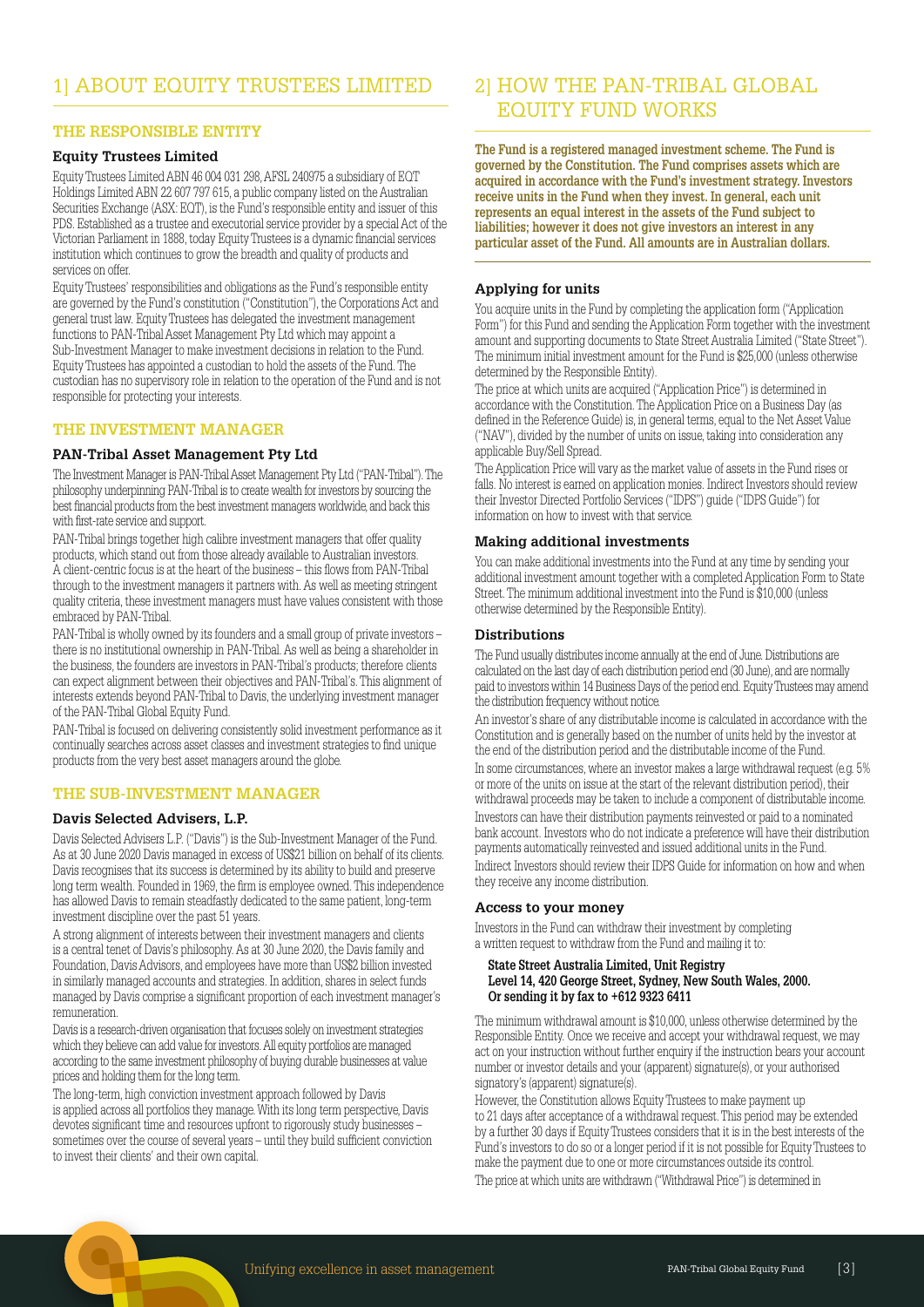# 1] ABOUT EQUITY TRUSTEES LIMITED

## THE RESPONSIBLE ENTITY

### Equity Trustees Limited

Equity Trustees Limited ABN 46 004 031 298, AFSL 240975 a subsidiary of EQT Holdings Limited ABN 22 607 797 615, a public company listed on the Australian Securities Exchange (ASX: EQT), is the Fund's responsible entity and issuer of this PDS. Established as a trustee and executorial service provider by a special Act of the Victorian Parliament in 1888, today Equity Trustees is a dynamic financial services institution which continues to grow the breadth and quality of products and services on offer.

Equity Trustees' responsibilities and obligations as the Fund's responsible entity are governed by the Fund's constitution ("Constitution"), the Corporations Act and general trust law. Equity Trustees has delegated the investment management functions to PAN-Tribal Asset Management Pty Ltd which may appoint a Sub-Investment Manager to make investment decisions in relation to the Fund. Equity Trustees has appointed a custodian to hold the assets of the Fund. The custodian has no supervisory role in relation to the operation of the Fund and is not responsible for protecting your interests.

## THE INVESTMENT MANAGER

### PAN-Tribal Asset Management Pty Ltd

The Investment Manager is PAN-Tribal Asset Management Pty Ltd ("PAN-Tribal"). The philosophy underpinning PAN-Tribal is to create wealth for investors by sourcing the best financial products from the best investment managers worldwide, and back this with first-rate service and support.

PAN-Tribal brings together high calibre investment managers that offer quality products, which stand out from those already available to Australian investors. A client-centric focus is at the heart of the business – this flows from PAN-Tribal through to the investment managers it partners with. As well as meeting stringent quality criteria, these investment managers must have values consistent with those embraced by PAN-Tribal.

PAN-Tribal is wholly owned by its founders and a small group of private investors – there is no institutional ownership in PAN-Tribal. As well as being a shareholder in the business, the founders are investors in PAN-Tribal's products; therefore clients can expect alignment between their objectives and PAN-Tribal's. This alignment of interests extends beyond PAN-Tribal to Davis, the underlying investment manager of the PAN-Tribal Global Equity Fund.

PAN-Tribal is focused on delivering consistently solid investment performance as it continually searches across asset classes and investment strategies to find unique products from the very best asset managers around the globe.

## THE SUB-INVESTMENT MANAGER

### Davis Selected Advisers, L.P.

Davis Selected Advisers L.P. ("Davis") is the Sub-Investment Manager of the Fund. As at 30 June 2020 Davis managed in excess of US$21 billion on behalf of its clients. Davis recognises that its success is determined by its ability to build and preserve long term wealth. Founded in 1969, the firm is employee owned. This independence has allowed Davis to remain steadfastly dedicated to the same patient, long-term investment discipline over the past 51 years.

A strong alignment of interests between their investment managers and clients is a central tenet of Davis's philosophy. As at 30 June 2020, the Davis family and Foundation, Davis Advisors, and employees have more than US$2 billion invested in similarly managed accounts and strategies. In addition, shares in select funds managed by Davis comprise a significant proportion of each investment manager's remuneration.

Davis is a research-driven organisation that focuses solely on investment strategies which they believe can add value for investors. All equity portfolios are managed according to the same investment philosophy of buying durable businesses at value prices and holding them for the long term.

The long-term, high conviction investment approach followed by Davis is applied across all portfolios they manage. With its long term perspective, Davis devotes significant time and resources upfront to rigorously study businesses – sometimes over the course of several years – until they build sufficient conviction to invest their clients' and their own capital.

# 2] HOW THE PAN-TRIBAL GLOBAL EQUITY FUND WORKS

**The Fund is a registered managed investment scheme. The Fund is governed by the Constitution. The Fund comprises assets which are acquired in accordance with the Fund's investment strategy. Investors receive units in the Fund when they invest. In general, each unit represents an equal interest in the assets of the Fund subject to liabilities; however it does not give investors an interest in any particular asset of the Fund. All amounts are in Australian dollars.**

### Applying for units

You acquire units in the Fund by completing the application form ("Application Form") for this Fund and sending the Application Form together with the investment amount and supporting documents to State Street Australia Limited ("State Street"). The minimum initial investment amount for the Fund is $25,000 (unless otherwise determined by the Responsible Entity).

The price at which units are acquired ("Application Price") is determined in accordance with the Constitution. The Application Price on a Business Day (as defined in the Reference Guide) is, in general terms, equal to the Net Asset Value ("NAV"), divided by the number of units on issue, taking into consideration any applicable Buy/Sell Spread.

The Application Price will vary as the market value of assets in the Fund rises or falls. No interest is earned on application monies. Indirect Investors should review their Investor Directed Portfolio Services ("IDPS") guide ("IDPS Guide") for information on how to invest with that service.

### Making additional investments

You can make additional investments into the Fund at any time by sending your additional investment amount together with a completed Application Form to State Street. The minimum additional investment into the Fund is $10,000 (unless otherwise determined by the Responsible Entity).

### Distributions

The Fund usually distributes income annually at the end of June. Distributions are calculated on the last day of each distribution period end (30 June), and are normally paid to investors within 14 Business Days of the period end. Equity Trustees may amend the distribution frequency without notice.

An investor's share of any distributable income is calculated in accordance with the Constitution and is generally based on the number of units held by the investor at the end of the distribution period and the distributable income of the Fund.

In some circumstances, where an investor makes a large withdrawal request (e.g. 5% or more of the units on issue at the start of the relevant distribution period), their withdrawal proceeds may be taken to include a component of distributable income.

Investors can have their distribution payments reinvested or paid to a nominated bank account. Investors who do not indicate a preference will have their distribution payments automatically reinvested and issued additional units in the Fund.

Indirect Investors should review their IDPS Guide for information on how and when they receive any income distribution.

### Access to your money

Investors in the Fund can withdraw their investment by completing a written request to withdraw from the Fund and mailing it to:

**State Street Australia Limited, Unit Registry**
**Level 14, 420 George Street, Sydney, New South Wales, 2000.**
**Or sending it by fax to +612 9323 6411**

The minimum withdrawal amount is $10,000, unless otherwise determined by the Responsible Entity. Once we receive and accept your withdrawal request, we may act on your instruction without further enquiry if the instruction bears your account number or investor details and your (apparent) signature(s), or your authorised signatory's (apparent) signature(s).

However, the Constitution allows Equity Trustees to make payment up to 21 days after acceptance of a withdrawal request. This period may be extended by a further 30 days if Equity Trustees considers that it is in the best interests of the Fund's investors to do so or a longer period if it is not possible for Equity Trustees to make the payment due to one or more circumstances outside its control.

The price at which units are withdrawn ("Withdrawal Price") is determined in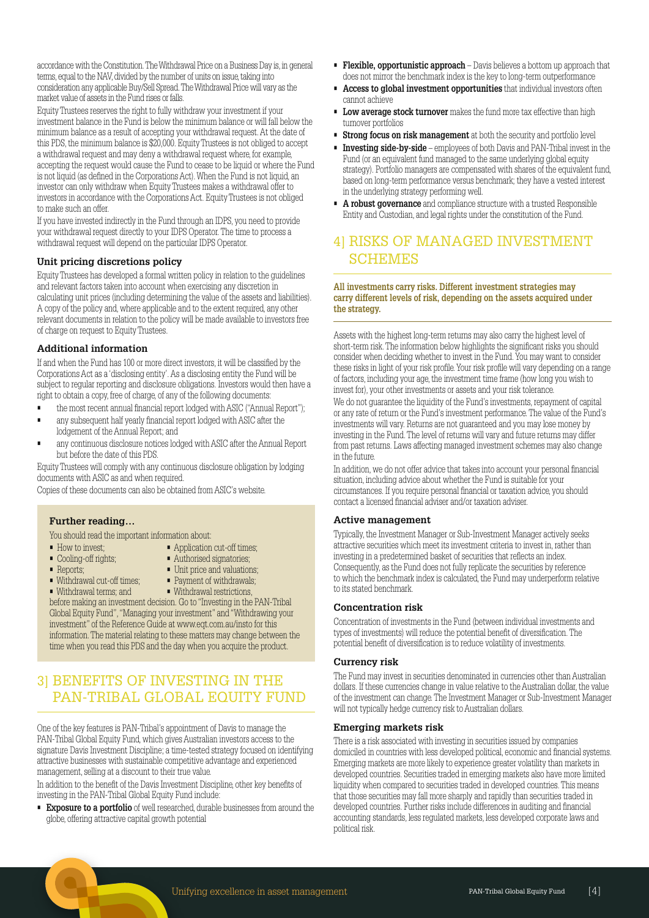accordance with the Constitution. The Withdrawal Price on a Business Day is, in general terms, equal to the NAV, divided by the number of units on issue, taking into consideration any applicable Buy/Sell Spread. The Withdrawal Price will vary as the market value of assets in the Fund rises or falls.

Equity Trustees reserves the right to fully withdraw your investment if your investment balance in the Fund is below the minimum balance or will fall below the minimum balance as a result of accepting your withdrawal request. At the date of this PDS, the minimum balance is $20,000. Equity Trustees is not obliged to accept a withdrawal request and may deny a withdrawal request where, for example, accepting the request would cause the Fund to cease to be liquid or where the Fund is not liquid (as defined in the Corporations Act). When the Fund is not liquid, an investor can only withdraw when Equity Trustees makes a withdrawal offer to investors in accordance with the Corporations Act. Equity Trustees is not obliged to make such an offer.

If you have invested indirectly in the Fund through an IDPS, you need to provide your withdrawal request directly to your IDPS Operator. The time to process a withdrawal request will depend on the particular IDPS Operator.

### Unit pricing discretions policy

Equity Trustees has developed a formal written policy in relation to the guidelines and relevant factors taken into account when exercising any discretion in calculating unit prices (including determining the value of the assets and liabilities). A copy of the policy and, where applicable and to the extent required, any other relevant documents in relation to the policy will be made available to investors free of charge on request to Equity Trustees.

### Additional information

If and when the Fund has 100 or more direct investors, it will be classified by the Corporations Act as a 'disclosing entity'. As a disclosing entity the Fund will be subject to regular reporting and disclosure obligations. Investors would then have a right to obtain a copy, free of charge, of any of the following documents:

- the most recent annual financial report lodged with ASIC ("Annual Report");
- any subsequent half yearly financial report lodged with ASIC after the lodgement of the Annual Report; and
- any continuous disclosure notices lodged with ASIC after the Annual Report but before the date of this PDS.

Equity Trustees will comply with any continuous disclosure obligation by lodging documents with ASIC as and when required.

Copies of these documents can also be obtained from ASIC's website.

#### Further reading…

You should read the important information about:

- How to invest;
- Cooling-off rights;
- Reports;
- Withdrawal cut-off times;
- Withdrawal terms; and
- Application cut-off times;
- Authorised signatories;
- Unit price and valuations;
- Payment of withdrawals;
- Withdrawal restrictions,

before making an investment decision. Go to "Investing in the PAN-Tribal Global Equity Fund", "Managing your investment" and "Withdrawing your investment" of the Reference Guide at www.eqt.com.au/insto for this information. The material relating to these matters may change between the time when you read this PDS and the day when you acquire the product.

## 3] BENEFITS OF INVESTING IN THE PAN-TRIBAL GLOBAL EQUITY FUND

One of the key features is PAN-Tribal's appointment of Davis to manage the PAN-Tribal Global Equity Fund, which gives Australian investors access to the signature Davis Investment Discipline; a time-tested strategy focused on identifying attractive businesses with sustainable competitive advantage and experienced management, selling at a discount to their true value.

In addition to the benefit of the Davis Investment Discipline, other key benefits of investing in the PAN-Tribal Global Equity Fund include:

- **Exposure to a portfolio** of well researched, durable businesses from around the globe, offering attractive capital growth potential
- **Flexible, opportunistic approach** – Davis believes a bottom up approach that does not mirror the benchmark index is the key to long-term outperformance
- **Access to global investment opportunities** that individual investors often cannot achieve
- **Low average stock turnover** makes the fund more tax effective than high turnover portfolios
- **Strong focus on risk management** at both the security and portfolio level
- **Investing side-by-side** – employees of both Davis and PAN-Tribal invest in the Fund (or an equivalent fund managed to the same underlying global equity strategy). Portfolio managers are compensated with shares of the equivalent fund, based on long-term performance versus benchmark; they have a vested interest in the underlying strategy performing well.
- **A robust governance** and compliance structure with a trusted Responsible Entity and Custodian, and legal rights under the constitution of the Fund.

## 4] RISKS OF MANAGED INVESTMENT SCHEMES

**All investments carry risks. Different investment strategies may carry different levels of risk, depending on the assets acquired under the strategy.**

Assets with the highest long-term returns may also carry the highest level of short-term risk. The information below highlights the significant risks you should consider when deciding whether to invest in the Fund. You may want to consider these risks in light of your risk profile. Your risk profile will vary depending on a range of factors, including your age, the investment time frame (how long you wish to invest for), your other investments or assets and your risk tolerance.

We do not guarantee the liquidity of the Fund's investments, repayment of capital or any rate of return or the Fund's investment performance. The value of the Fund's investments will vary. Returns are not guaranteed and you may lose money by investing in the Fund. The level of returns will vary and future returns may differ from past returns. Laws affecting managed investment schemes may also change in the future.

In addition, we do not offer advice that takes into account your personal financial situation, including advice about whether the Fund is suitable for your circumstances. If you require personal financial or taxation advice, you should contact a licensed financial adviser and/or taxation adviser.

### Active management

Typically, the Investment Manager or Sub-Investment Manager actively seeks attractive securities which meet its investment criteria to invest in, rather than investing in a predetermined basket of securities that reflects an index. Consequently, as the Fund does not fully replicate the securities by reference to which the benchmark index is calculated, the Fund may underperform relative to its stated benchmark.

### Concentration risk

Concentration of investments in the Fund (between individual investments and types of investments) will reduce the potential benefit of diversification. The potential benefit of diversification is to reduce volatility of investments.

### Currency risk

The Fund may invest in securities denominated in currencies other than Australian dollars. If these currencies change in value relative to the Australian dollar, the value of the investment can change. The Investment Manager or Sub-Investment Manager will not typically hedge currency risk to Australian dollars.

### Emerging markets risk

There is a risk associated with investing in securities issued by companies domiciled in countries with less developed political, economic and financial systems. Emerging markets are more likely to experience greater volatility than markets in developed countries. Securities traded in emerging markets also have more limited liquidity when compared to securities traded in developed countries. This means that those securities may fall more sharply and rapidly than securities traded in developed countries. Further risks include differences in auditing and financial accounting standards, less regulated markets, less developed corporate laws and political risk.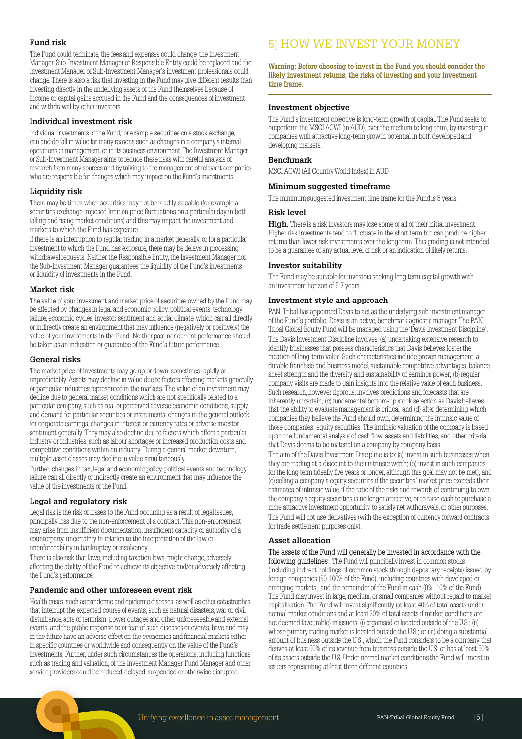### Fund risk

The Fund could terminate, the fees and expenses could change, the Investment Manager, Sub-Investment Manager or Responsible Entity could be replaced and the Investment Manager or Sub-Investment Manager's investment professionals could change. There is also a risk that investing in the Fund may give different results than investing directly in the underlying assets of the Fund themselves because of income or capital gains accrued in the Fund and the consequences of investment and withdrawal by other investors.

### Individual investment risk

Individual investments of the Fund, for example, securities on a stock exchange, can and do fall in value for many reasons such as changes in a company's internal operations or management, or in its business environment. The Investment Manager or Sub-Investment Manager aims to reduce these risks with careful analysis of research from many sources and by talking to the management of relevant companies who are responsible for changes which may impact on the Fund's investments.

### Liquidity risk

There may be times when securities may not be readily saleable (for example a securities exchange imposed limit on price fluctuations on a particular day in both falling and rising market conditions) and this may impact the investment and markets to which the Fund has exposure.

If there is an interruption to regular trading in a market generally, or for a particular investment to which the Fund has exposure, there may be delays in processing withdrawal requests. Neither the Responsible Entity, the Investment Manager nor the Sub-Investment Manager guarantees the liquidity of the Fund's investments or liquidity of investments in the Fund.

### Market risk

The value of your investment and market price of securities owned by the Fund may be affected by changes in legal and economic policy, political events, technology failure, economic cycles, investor sentiment and social climate, which can all directly or indirectly create an environment that may influence (negatively or positively) the value of your investments in the Fund. Neither past nor current performance should be taken as an indication or guarantee of the Fund's future performance.

### General risks

The market price of investments may go up or down, sometimes rapidly or unpredictably. Assets may decline in value due to factors affecting markets generally or particular industries represented in the markets. The value of an investment may decline due to general market conditions which are not specifically related to a particular company, such as real or perceived adverse economic conditions, supply and demand for particular securities or instruments, changes in the general outlook for corporate earnings, changes in interest or currency rates or adverse investor sentiment generally. They may also decline due to factors which affect a particular industry or industries, such as labour shortages or increased production costs and competitive conditions within an industry. During a general market downturn, multiple asset classes may decline in value simultaneously.

Further, changes in tax, legal and economic policy, political events and technology failure can all directly or indirectly create an environment that may influence the value of the investments of the Fund.

### Legal and regulatory risk

Legal risk is the risk of losses to the Fund occurring as a result of legal issues, principally loss due to the non-enforcement of a contract. This non-enforcement may arise from insufficient documentation, insufficient capacity or authority of a counterparty, uncertainty in relation to the interpretation of the law or unenforceability in bankruptcy or insolvency.

There is also risk that laws, including taxation laws, might change, adversely affecting the ability of the Fund to achieve its objective and/or adversely affecting the Fund's performance.

### Pandemic and other unforeseen event risk

Health crises, such as pandemic and epidemic diseases, as well as other catastrophes that interrupt the expected course of events, such as natural disasters, war or civil disturbance, acts of terrorism, power outages and other unforeseeable and external events, and the public response to or fear of such diseases or events, have and may in the future have an adverse effect on the economies and financial markets either in specific countries or worldwide and consequently on the value of the Fund's investments. Further, under such circumstances the operations, including functions such as trading and valuation, of the Investment Manager, Fund Manager and other service providers could be reduced, delayed, suspended or otherwise disrupted.

## 5] HOW WE INVEST YOUR MONEY

**Warning: Before choosing to invest in the Fund you should consider the likely investment returns, the risks of investing and your investment time frame.**

### Investment objective

The Fund's investment objective is long-term growth of capital. The Fund seeks to outperform the MSCI ACWI (in AUD), over the medium to long-term, by investing in companies with attractive long-term growth potential in both developed and developing markets.

### Benchmark

MSCI ACWI (All Country World Index) in AUD

### Minimum suggested timeframe

The minimum suggested investment time frame for the Fund is 5 years.

### Risk level

**High.** There is a risk investors may lose some or all of their initial investment. Higher risk investments tend to fluctuate in the short term but can produce higher returns than lower risk investments over the long term. This grading is not intended to be a guarantee of any actual level of risk or an indication of likely returns.

### Investor suitability

The Fund may be suitable for investors seeking long term capital growth with an investment horizon of 5-7 years.

### Investment style and approach

PAN-Tribal has appointed Davis to act as the underlying sub-investment manager of the Fund's portfolio. Davis is an active, benchmark agnostic manager. The PAN-Tribal Global Equity Fund will be managed using the 'Davis Investment Discipline'.

The Davis Investment Discipline involves: (a) undertaking extensive research to identify businesses that possess characteristics that Davis believes foster the creation of long-term value. Such characteristics include proven management, a durable franchise and business model, sustainable competitive advantages, balance sheet strength and the diversity and sustainability of earnings power; (b) regular company visits are made to gain insights into the relative value of each business. Such research, however rigorous, involves predictions and forecasts that are inherently uncertain; (c) fundamental bottom-up stock selection as Davis believes that the ability to evaluate management is critical; and (d) after determining which companies they believe the Fund should own, determining the intrinsic value of those companies' equity securities. The intrinsic valuation of the company is based upon the fundamental analysis of cash flow, assets and liabilities, and other criteria that Davis deems to be material on a company by company basis.

The aim of the Davis Investment Discipline is to: (a) invest in such businesses when they are trading at a discount to their intrinsic worth; (b) invest in such companies for the long term (ideally five years or longer, although this goal may not be met); and (c) selling a company's equity securities if the securities' market price exceeds their estimates of intrinsic value, if the ratio of the risks and rewards of continuing to own the company's equity securities is no longer attractive, or to raise cash to purchase a more attractive investment opportunity, to satisfy net withdrawals, or other purposes.

The Fund will not use derivatives (with the exception of currency forward contracts for trade settlement purposes only).

### Asset allocation

The assets of the Fund will generally be invested in accordance with the following guidelines: The Fund will principally invest in common stocks (including indirect holdings of common stock through depositary receipts) issued by foreign companies (90-100% of the Fund), including countries with developed or emerging markets, and the remainder of the Fund in cash (0% -10% of the Fund). The Fund may invest in large, medium, or small companies without regard to market capitalisation. The Fund will invest significantly (at least 40% of total assets under normal market conditions and at least 30% of total assets if market conditions are not deemed favourable) in issuers: (i) organised or located outside of the U.S.; (ii) whose primary trading market is located outside the U.S.; or (iii) doing a substantial amount of business outside the U.S., which the Fund considers to be a company that derives at least 50% of its revenue from business outside the U.S. or has at least 50% of its assets outside the U.S. Under normal market conditions the Fund will invest in issuers representing at least three different countries.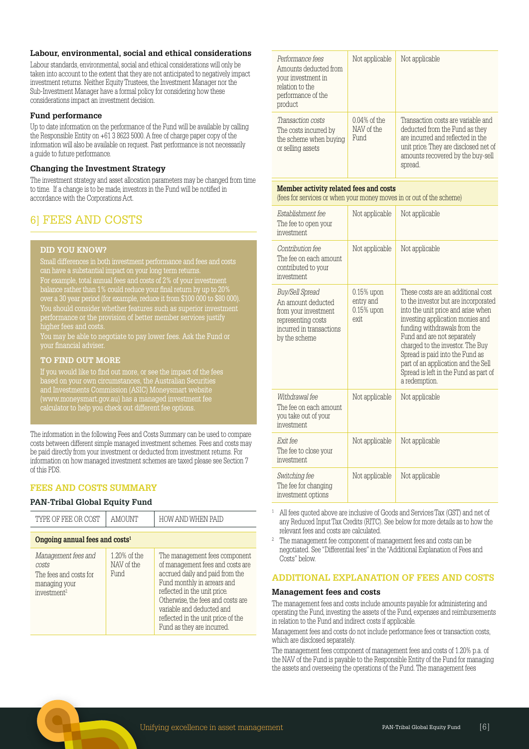### Labour, environmental, social and ethical considerations

Labour standards, environmental, social and ethical considerations will only be taken into account to the extent that they are not anticipated to negatively impact investment returns. Neither Equity Trustees, the Investment Manager nor the Sub-Investment Manager have a formal policy for considering how these considerations impact an investment decision.

### Fund performance

Up to date information on the performance of the Fund will be available by calling the Responsible Entity on +61 3 8623 5000. A free of charge paper copy of the information will also be available on request. Past performance is not necessarily a guide to future performance.

### Changing the Investment Strategy

The investment strategy and asset allocation parameters may be changed from time to time. If a change is to be made, investors in the Fund will be notified in accordance with the Corporations Act.

## 6] FEES AND COSTS

**DID YOU KNOW?**

Small differences in both investment performance and fees and costs can have a substantial impact on your long term returns.

For example, total annual fees and costs of 2% of your investment balance rather than 1% could reduce your final return by up to 20% over a 30 year period (for example, reduce it from $100 000 to $80 000).

You should consider whether features such as superior investment performance or the provision of better member services justify higher fees and costs.

You may be able to negotiate to pay lower fees. Ask the Fund or your financial adviser.

**TO FIND OUT MORE**

If you would like to find out more, or see the impact of the fees based on your own circumstances, the Australian Securities and Investments Commission (ASIC) Moneysmart website (www.moneysmart.gov.au) has a managed investment fee calculator to help you check out different fee options.

The information in the following Fees and Costs Summary can be used to compare costs between different simple managed investment schemes. Fees and costs may be paid directly from your investment or deducted from investment returns. For information on how managed investment schemes are taxed please see Section 7 of this PDS.

### FEES AND COSTS SUMMARY

#### PAN-Tribal Global Equity Fund

| TYPE OF FEE OR COST | AMOUNT | HOW AND WHEN PAID |
|---|---|---|
| **Ongoing annual fees and costs**[1] | | |
| *Management fees and costs* The fees and costs for managing your investment[2] | 1.20% of the NAV of the Fund | The management fees component of management fees and costs are accrued daily and paid from the Fund monthly in arrears and reflected in the unit price. Otherwise, the fees and costs are variable and deducted and reflected in the unit price of the Fund as they are incurred. |
| *Performance fees* Amounts deducted from your investment in relation to the performance of the product | Not applicable | Not applicable |
| *Transaction costs* The costs incurred by the scheme when buying or selling assets | 0.04% of the NAV of the Fund | Transaction costs are variable and deducted from the Fund as they are incurred and reflected in the unit price. They are disclosed net of amounts recovered by the buy-sell spread. |
| **Member activity related fees and costs** (fees for services or when your money moves in or out of the scheme) | | |
| *Establishment fee* The fee to open your investment | Not applicable | Not applicable |
| *Contribution fee* The fee on each amount contributed to your investment | Not applicable | Not applicable |
| *Buy/Sell Spread* An amount deducted from your investment representing costs incurred in transactions by the scheme | 0.15% upon entry and 0.15% upon exit | These costs are an additional cost to the investor but are incorporated into the unit price and arise when investing application monies and funding withdrawals from the Fund and are not separately charged to the investor. The Buy Spread is paid into the Fund as part of an application and the Sell Spread is left in the Fund as part of a redemption. |
| *Withdrawal fee* The fee on each amount you take out of your investment | Not applicable | Not applicable |
| *Exit fee* The fee to close your investment | Not applicable | Not applicable |
| *Switching fee* The fee for changing investment options | Not applicable | Not applicable |

[1] All fees quoted above are inclusive of Goods and Services Tax (GST) and net of any Reduced Input Tax Credits (RITC). See below for more details as to how the relevant fees and costs are calculated.

[2] The management fee component of management fees and costs can be negotiated. See "Differential fees" in the "Additional Explanation of Fees and Costs" below.

### ADDITIONAL EXPLANATION OF FEES AND COSTS

#### Management fees and costs

The management fees and costs include amounts payable for administering and operating the Fund, investing the assets of the Fund, expenses and reimbursements in relation to the Fund and indirect costs if applicable.

Management fees and costs do not include performance fees or transaction costs, which are disclosed separately.

The management fees component of management fees and costs of 1.20% p.a. of the NAV of the Fund is payable to the Responsible Entity of the Fund for managing the assets and overseeing the operations of the Fund. The management fees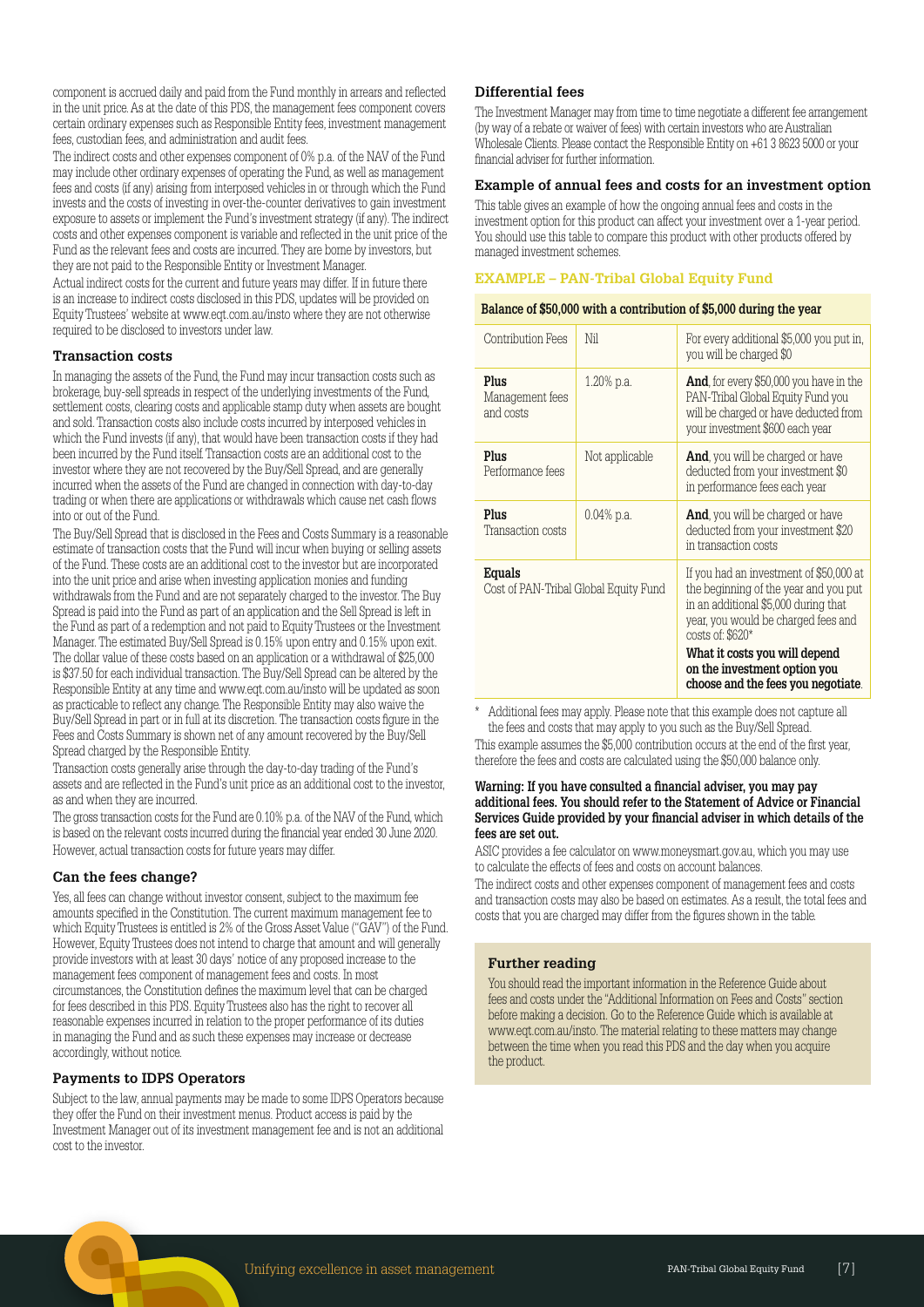component is accrued daily and paid from the Fund monthly in arrears and reflected in the unit price. As at the date of this PDS, the management fees component covers certain ordinary expenses such as Responsible Entity fees, investment management fees, custodian fees, and administration and audit fees.

The indirect costs and other expenses component of 0% p.a. of the NAV of the Fund may include other ordinary expenses of operating the Fund, as well as management fees and costs (if any) arising from interposed vehicles in or through which the Fund invests and the costs of investing in over-the-counter derivatives to gain investment exposure to assets or implement the Fund's investment strategy (if any). The indirect costs and other expenses component is variable and reflected in the unit price of the Fund as the relevant fees and costs are incurred. They are borne by investors, but they are not paid to the Responsible Entity or Investment Manager.

Actual indirect costs for the current and future years may differ. If in future there is an increase to indirect costs disclosed in this PDS, updates will be provided on Equity Trustees' website at www.eqt.com.au/insto where they are not otherwise required to be disclosed to investors under law.

### Transaction costs

In managing the assets of the Fund, the Fund may incur transaction costs such as brokerage, buy-sell spreads in respect of the underlying investments of the Fund, settlement costs, clearing costs and applicable stamp duty when assets are bought and sold. Transaction costs also include costs incurred by interposed vehicles in which the Fund invests (if any), that would have been transaction costs if they had been incurred by the Fund itself. Transaction costs are an additional cost to the investor where they are not recovered by the Buy/Sell Spread, and are generally incurred when the assets of the Fund are changed in connection with day-to-day trading or when there are applications or withdrawals which cause net cash flows into or out of the Fund.

The Buy/Sell Spread that is disclosed in the Fees and Costs Summary is a reasonable estimate of transaction costs that the Fund will incur when buying or selling assets of the Fund. These costs are an additional cost to the investor but are incorporated into the unit price and arise when investing application monies and funding withdrawals from the Fund and are not separately charged to the investor. The Buy Spread is paid into the Fund as part of an application and the Sell Spread is left in the Fund as part of a redemption and not paid to Equity Trustees or the Investment Manager. The estimated Buy/Sell Spread is 0.15% upon entry and 0.15% upon exit. The dollar value of these costs based on an application or a withdrawal of $25,000 is $37.50 for each individual transaction. The Buy/Sell Spread can be altered by the Responsible Entity at any time and www.eqt.com.au/insto will be updated as soon as practicable to reflect any change. The Responsible Entity may also waive the Buy/Sell Spread in part or in full at its discretion. The transaction costs figure in the Fees and Costs Summary is shown net of any amount recovered by the Buy/Sell Spread charged by the Responsible Entity.

Transaction costs generally arise through the day-to-day trading of the Fund's assets and are reflected in the Fund's unit price as an additional cost to the investor, as and when they are incurred.

The gross transaction costs for the Fund are 0.10% p.a. of the NAV of the Fund, which is based on the relevant costs incurred during the financial year ended 30 June 2020. However, actual transaction costs for future years may differ.

### Can the fees change?

Yes, all fees can change without investor consent, subject to the maximum fee amounts specified in the Constitution. The current maximum management fee to which Equity Trustees is entitled is 2% of the Gross Asset Value ("GAV") of the Fund. However, Equity Trustees does not intend to charge that amount and will generally provide investors with at least 30 days' notice of any proposed increase to the management fees component of management fees and costs. In most circumstances, the Constitution defines the maximum level that can be charged for fees described in this PDS. Equity Trustees also has the right to recover all reasonable expenses incurred in relation to the proper performance of its duties in managing the Fund and as such these expenses may increase or decrease accordingly, without notice.

### Payments to IDPS Operators

Subject to the law, annual payments may be made to some IDPS Operators because they offer the Fund on their investment menus. Product access is paid by the Investment Manager out of its investment management fee and is not an additional cost to the investor.

### Differential fees

The Investment Manager may from time to time negotiate a different fee arrangement (by way of a rebate or waiver of fees) with certain investors who are Australian Wholesale Clients. Please contact the Responsible Entity on +61 3 8623 5000 or your financial adviser for further information.

### Example of annual fees and costs for an investment option

This table gives an example of how the ongoing annual fees and costs in the investment option for this product can affect your investment over a 1-year period. You should use this table to compare this product with other products offered by managed investment schemes.

### EXAMPLE – PAN-Tribal Global Equity Fund

**Balance of $50,000 with a contribution of $5,000 during the year**

| | | |
|---|---|---|
| Contribution Fees | Nil | For every additional $5,000 you put in, you will be charged $0 |
| **Plus** Management fees and costs | 1.20% p.a. | **And**, for every $50,000 you have in the PAN-Tribal Global Equity Fund you will be charged or have deducted from your investment $600 each year |
| **Plus** Performance fees | Not applicable | **And**, you will be charged or have deducted from your investment $0 in performance fees each year |
| **Plus** Transaction costs | 0.04% p.a. | **And**, you will be charged or have deducted from your investment $20 in transaction costs |
| **Equals** Cost of PAN-Tribal Global Equity Fund | | If you had an investment of $50,000 at the beginning of the year and you put in an additional $5,000 during that year, you would be charged fees and costs of: $620* **What it costs you will depend on the investment option you choose and the fees you negotiate**. |

\* Additional fees may apply. Please note that this example does not capture all the fees and costs that may apply to you such as the Buy/Sell Spread.

This example assumes the $5,000 contribution occurs at the end of the first year, therefore the fees and costs are calculated using the $50,000 balance only.

**Warning: If you have consulted a financial adviser, you may pay additional fees. You should refer to the Statement of Advice or Financial Services Guide provided by your financial adviser in which details of the fees are set out.**

ASIC provides a fee calculator on www.moneysmart.gov.au, which you may use to calculate the effects of fees and costs on account balances.

The indirect costs and other expenses component of management fees and costs and transaction costs may also be based on estimates. As a result, the total fees and costs that you are charged may differ from the figures shown in the table.

### Further reading

You should read the important information in the Reference Guide about fees and costs under the "Additional Information on Fees and Costs" section before making a decision. Go to the Reference Guide which is available at www.eqt.com.au/insto. The material relating to these matters may change between the time when you read this PDS and the day when you acquire the product.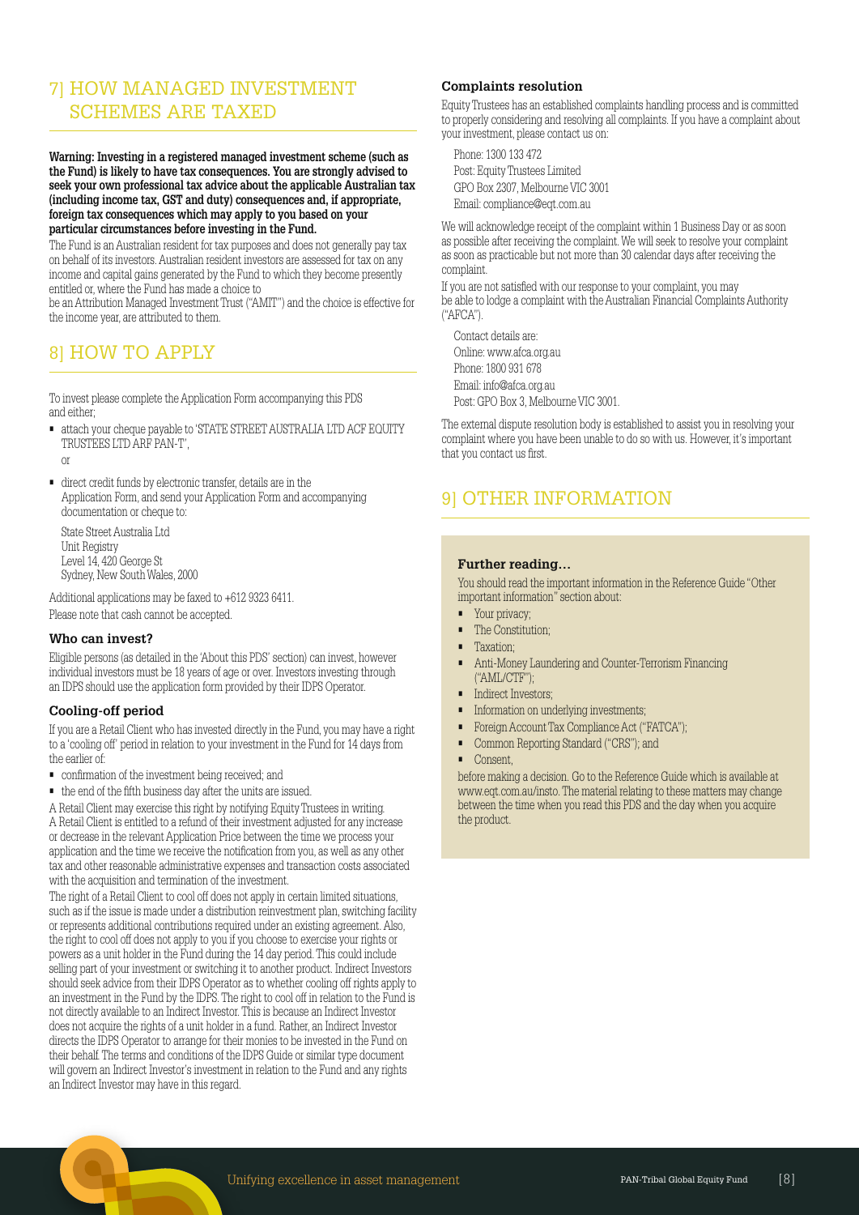## 7] HOW MANAGED INVESTMENT SCHEMES ARE TAXED

**Warning: Investing in a registered managed investment scheme (such as the Fund) is likely to have tax consequences. You are strongly advised to seek your own professional tax advice about the applicable Australian tax (including income tax, GST and duty) consequences and, if appropriate, foreign tax consequences which may apply to you based on your particular circumstances before investing in the Fund.**

The Fund is an Australian resident for tax purposes and does not generally pay tax on behalf of its investors. Australian resident investors are assessed for tax on any income and capital gains generated by the Fund to which they become presently entitled or, where the Fund has made a choice to be an Attribution Managed Investment Trust ("AMIT") and the choice is effective for the income year, are attributed to them.

## 8] HOW TO APPLY

To invest please complete the Application Form accompanying this PDS and either;

- attach your cheque payable to 'STATE STREET AUSTRALIA LTD ACF EQUITY TRUSTEES LTD ARF PAN-T',

  or

- direct credit funds by electronic transfer, details are in the Application Form, and send your Application Form and accompanying documentation or cheque to:

  State Street Australia Ltd
  Unit Registry
  Level 14, 420 George St
  Sydney, New South Wales, 2000

Additional applications may be faxed to +612 9323 6411.
Please note that cash cannot be accepted.

### Who can invest?

Eligible persons (as detailed in the 'About this PDS' section) can invest, however individual investors must be 18 years of age or over. Investors investing through an IDPS should use the application form provided by their IDPS Operator.

### Cooling-off period

If you are a Retail Client who has invested directly in the Fund, you may have a right to a 'cooling off' period in relation to your investment in the Fund for 14 days from the earlier of:

- confirmation of the investment being received; and
- the end of the fifth business day after the units are issued.

A Retail Client may exercise this right by notifying Equity Trustees in writing. A Retail Client is entitled to a refund of their investment adjusted for any increase or decrease in the relevant Application Price between the time we process your application and the time we receive the notification from you, as well as any other tax and other reasonable administrative expenses and transaction costs associated with the acquisition and termination of the investment.

The right of a Retail Client to cool off does not apply in certain limited situations, such as if the issue is made under a distribution reinvestment plan, switching facility or represents additional contributions required under an existing agreement. Also, the right to cool off does not apply to you if you choose to exercise your rights or powers as a unit holder in the Fund during the 14 day period. This could include selling part of your investment or switching it to another product. Indirect Investors should seek advice from their IDPS Operator as to whether cooling off rights apply to an investment in the Fund by the IDPS. The right to cool off in relation to the Fund is not directly available to an Indirect Investor. This is because an Indirect Investor does not acquire the rights of a unit holder in a fund. Rather, an Indirect Investor directs the IDPS Operator to arrange for their monies to be invested in the Fund on their behalf. The terms and conditions of the IDPS Guide or similar type document will govern an Indirect Investor's investment in relation to the Fund and any rights an Indirect Investor may have in this regard.

### Complaints resolution

Equity Trustees has an established complaints handling process and is committed to properly considering and resolving all complaints. If you have a complaint about your investment, please contact us on:

Phone: 1300 133 472
Post: Equity Trustees Limited
GPO Box 2307, Melbourne VIC 3001
Email: compliance@eqt.com.au

We will acknowledge receipt of the complaint within 1 Business Day or as soon as possible after receiving the complaint. We will seek to resolve your complaint as soon as practicable but not more than 30 calendar days after receiving the complaint.

If you are not satisfied with our response to your complaint, you may be able to lodge a complaint with the Australian Financial Complaints Authority ("AFCA").

Contact details are:
Online: www.afca.org.au
Phone: 1800 931 678
Email: info@afca.org.au
Post: GPO Box 3, Melbourne VIC 3001.

The external dispute resolution body is established to assist you in resolving your complaint where you have been unable to do so with us. However, it's important that you contact us first.

## 9] OTHER INFORMATION

**Further reading...**

You should read the important information in the Reference Guide "Other important information" section about:

- Your privacy;
- The Constitution;
- Taxation;
- Anti-Money Laundering and Counter-Terrorism Financing ("AML/CTF");
- Indirect Investors;
- Information on underlying investments;
- Foreign Account Tax Compliance Act ("FATCA");
- Common Reporting Standard ("CRS"); and
- Consent,

before making a decision. Go to the Reference Guide which is available at www.eqt.com.au/insto. The material relating to these matters may change between the time when you read this PDS and the day when you acquire the product.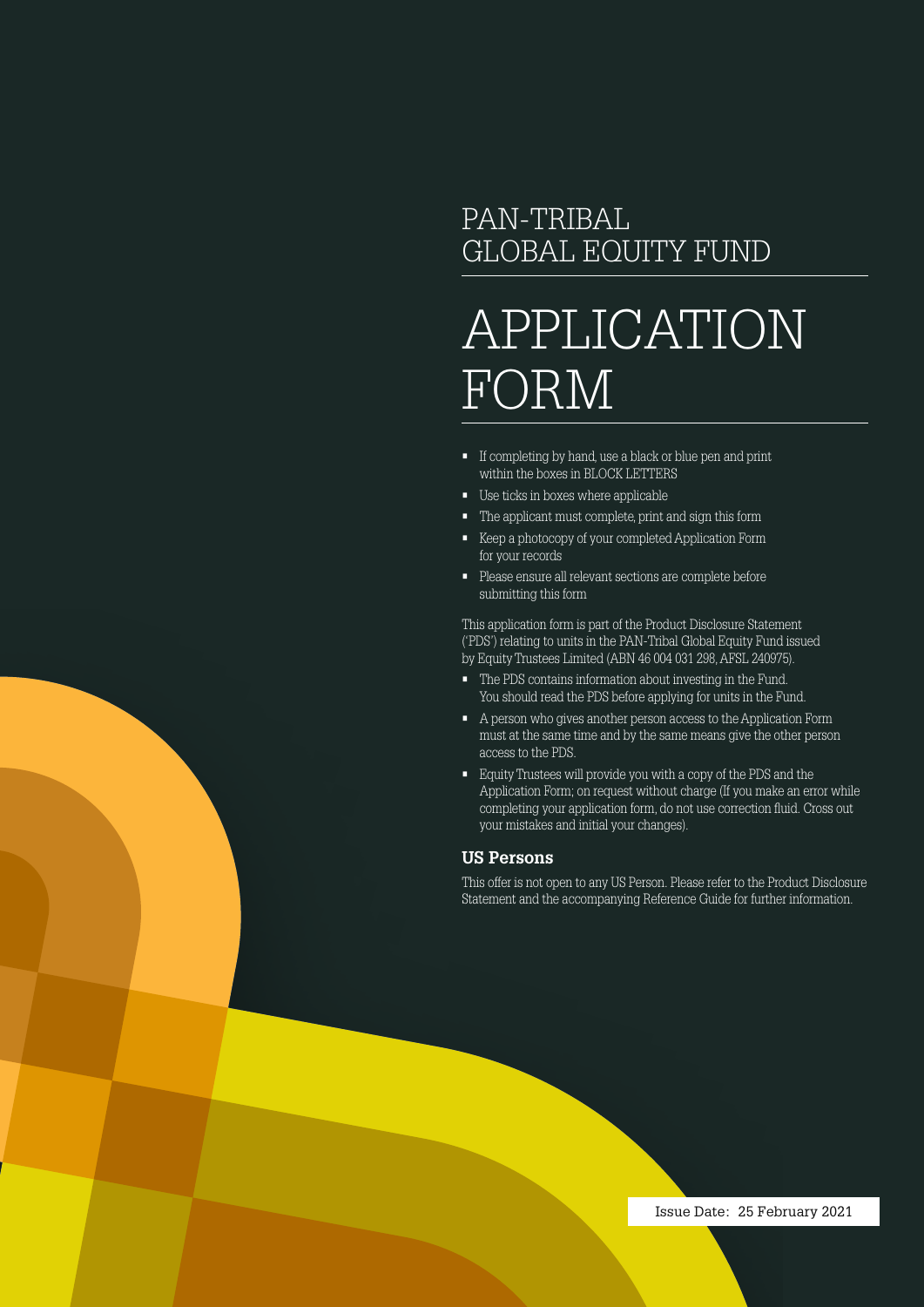# PAN-TRIBAL GLOBAL EQUITY FUND

# APPLICATION FORM

- If completing by hand, use a black or blue pen and print within the boxes in BLOCK LETTERS
- Use ticks in boxes where applicable
- The applicant must complete, print and sign this form
- Keep a photocopy of your completed Application Form for your records
- Please ensure all relevant sections are complete before submitting this form

This application form is part of the Product Disclosure Statement ('PDS') relating to units in the PAN-Tribal Global Equity Fund issued by Equity Trustees Limited (ABN 46 004 031 298, AFSL 240975).

- The PDS contains information about investing in the Fund. You should read the PDS before applying for units in the Fund.
- A person who gives another person access to the Application Form must at the same time and by the same means give the other person access to the PDS.
- Equity Trustees will provide you with a copy of the PDS and the Application Form; on request without charge (If you make an error while completing your application form, do not use correction fluid. Cross out your mistakes and initial your changes).

### US Persons

This offer is not open to any US Person. Please refer to the Product Disclosure Statement and the accompanying Reference Guide for further information.

Issue Date: 25 February 2021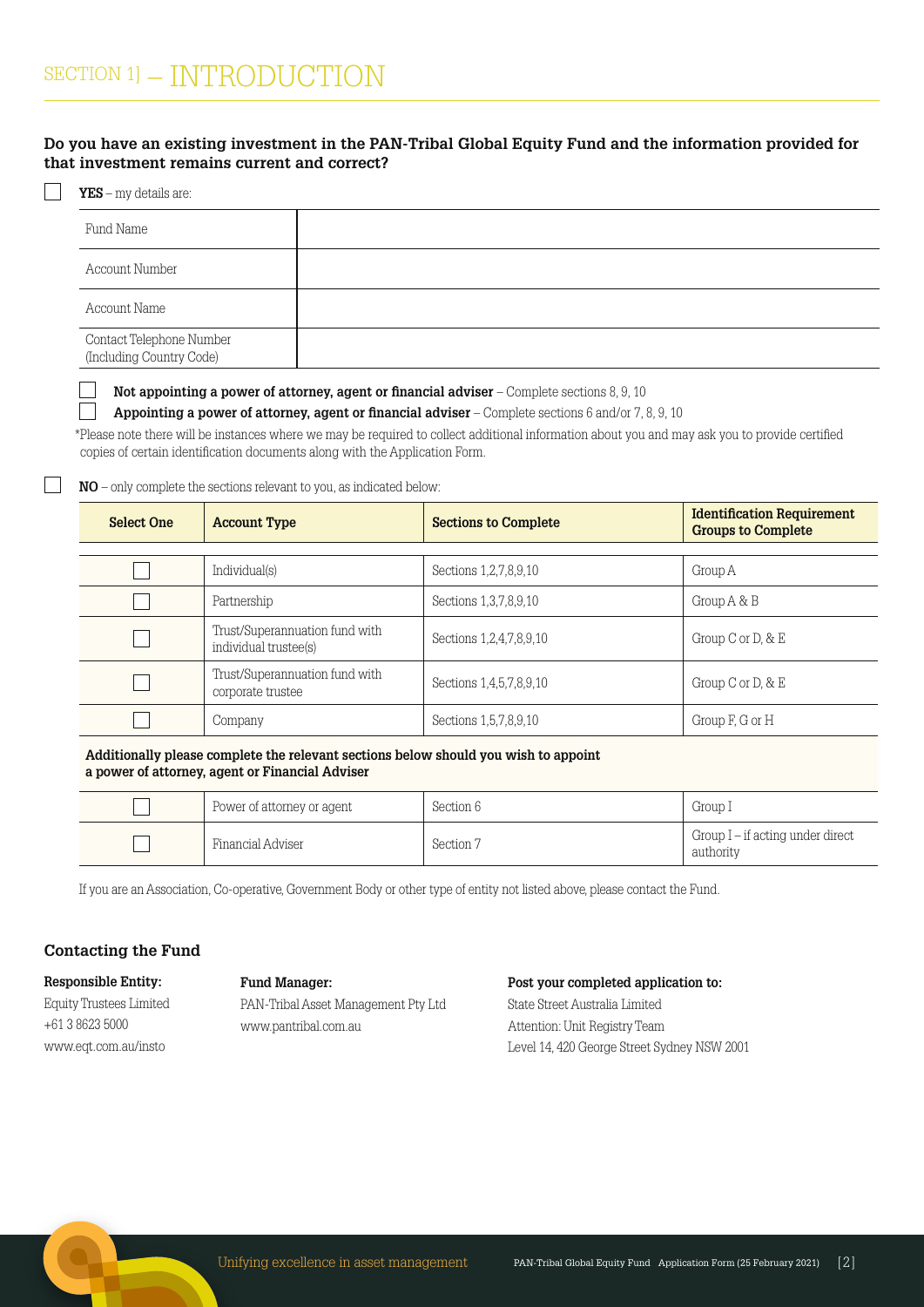# SECTION 1] — INTRODUCTION

**Do you have an existing investment in the PAN-Tribal Global Equity Fund and the information provided for that investment remains current and correct?**

☐ **YES** – my details are:

| Fund Name | |
|---|---|
| Account Number | |
| Account Name | |
| Contact Telephone Number (Including Country Code) | |

☐ **Not appointing a power of attorney, agent or financial adviser** – Complete sections 8, 9, 10

☐ **Appointing a power of attorney, agent or financial adviser** – Complete sections 6 and/or 7, 8, 9, 10

*Please note there will be instances where we may be required to collect additional information about you and may ask you to provide certified copies of certain identification documents along with the Application Form.

☐ **NO** – only complete the sections relevant to you, as indicated below:

| Select One | Account Type | Sections to Complete | Identification Requirement Groups to Complete |
|---|---|---|---|
| ☐ | Individual(s) | Sections 1,2,7,8,9,10 | Group A |
| ☐ | Partnership | Sections 1,3,7,8,9,10 | Group A & B |
| ☐ | Trust/Superannuation fund with individual trustee(s) | Sections 1,2,4,7,8,9,10 | Group C or D, & E |
| ☐ | Trust/Superannuation fund with corporate trustee | Sections 1,4,5,7,8,9,10 | Group C or D, & E |
| ☐ | Company | Sections 1,5,7,8,9,10 | Group F, G or H |

**Additionally please complete the relevant sections below should you wish to appoint a power of attorney, agent or Financial Adviser**

| Select One | Account Type | Sections to Complete | Identification Requirement Groups to Complete |
|---|---|---|---|
| ☐ | Power of attorney or agent | Section 6 | Group I |
| ☐ | Financial Adviser | Section 7 | Group I – if acting under direct authority |

If you are an Association, Co-operative, Government Body or other type of entity not listed above, please contact the Fund.

## Contacting the Fund

**Responsible Entity:**
Equity Trustees Limited
+61 3 8623 5000
www.eqt.com.au/insto

**Fund Manager:**
PAN-Tribal Asset Management Pty Ltd
www.pantribal.com.au

**Post your completed application to:**
State Street Australia Limited
Attention: Unit Registry Team
Level 14, 420 George Street Sydney NSW 2001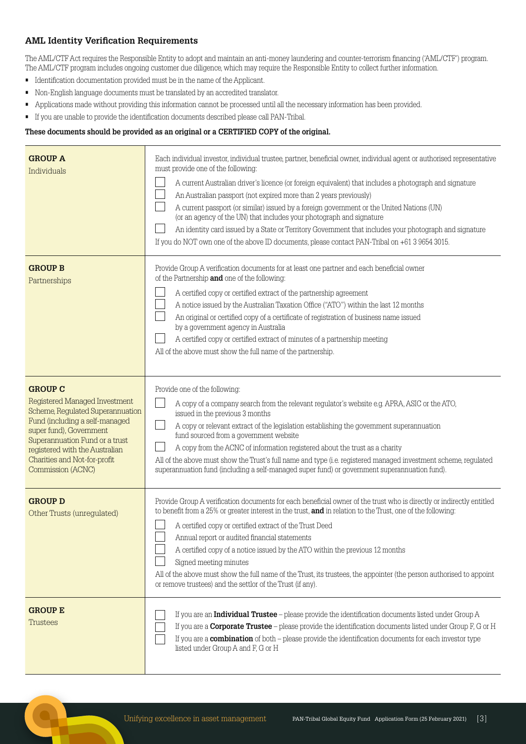## AML Identity Verification Requirements

The AML/CTF Act requires the Responsible Entity to adopt and maintain an anti-money laundering and counter-terrorism financing ('AML/CTF') program. The AML/CTF program includes ongoing customer due diligence, which may require the Responsible Entity to collect further information.

- Identification documentation provided must be in the name of the Applicant.
- Non-English language documents must be translated by an accredited translator.
- Applications made without providing this information cannot be processed until all the necessary information has been provided.
- If you are unable to provide the identification documents described please call PAN-Tribal.

**These documents should be provided as an original or a CERTIFIED COPY of the original.**

| | |
|---|---|
| **GROUP A**<br>Individuals | Each individual investor, individual trustee, partner, beneficial owner, individual agent or authorised representative must provide one of the following:<br>☐ A current Australian driver's licence (or foreign equivalent) that includes a photograph and signature<br>☐ An Australian passport (not expired more than 2 years previously)<br>☐ A current passport (or similar) issued by a foreign government or the United Nations (UN) (or an agency of the UN) that includes your photograph and signature<br>☐ An identity card issued by a State or Territory Government that includes your photograph and signature<br>If you do NOT own one of the above ID documents, please contact PAN-Tribal on +61 3 9654 3015. |
| **GROUP B**<br>Partnerships | Provide Group A verification documents for at least one partner and each beneficial owner of the Partnership **and** one of the following:<br>☐ A certified copy or certified extract of the partnership agreement<br>☐ A notice issued by the Australian Taxation Office ("ATO") within the last 12 months<br>☐ An original or certified copy of a certificate of registration of business name issued by a government agency in Australia<br>☐ A certified copy or certified extract of minutes of a partnership meeting<br>All of the above must show the full name of the partnership. |
| **GROUP C**<br>Registered Managed Investment Scheme, Regulated Superannuation Fund (including a self-managed super fund), Government Superannuation Fund or a trust registered with the Australian Charities and Not-for-profit Commission (ACNC) | Provide one of the following:<br>☐ A copy of a company search from the relevant regulator's website e.g. APRA, ASIC or the ATO, issued in the previous 3 months<br>☐ A copy or relevant extract of the legislation establishing the government superannuation fund sourced from a government website<br>☐ A copy from the ACNC of information registered about the trust as a charity<br>All of the above must show the Trust's full name and type (i.e. registered managed investment scheme, regulated superannuation fund (including a self-managed super fund) or government superannuation fund). |
| **GROUP D**<br>Other Trusts (unregulated) | Provide Group A verification documents for each beneficial owner of the trust who is directly or indirectly entitled to benefit from a 25% or greater interest in the trust, **and** in relation to the Trust, one of the following:<br>☐ A certified copy or certified extract of the Trust Deed<br>☐ Annual report or audited financial statements<br>☐ A certified copy of a notice issued by the ATO within the previous 12 months<br>☐ Signed meeting minutes<br>All of the above must show the full name of the Trust, its trustees, the appointer (the person authorised to appoint or remove trustees) and the settlor of the Trust (if any). |
| **GROUP E**<br>Trustees | ☐ If you are an **Individual Trustee** – please provide the identification documents listed under Group A<br>☐ If you are a **Corporate Trustee** – please provide the identification documents listed under Group F, G or H<br>☐ If you are a **combination** of both – please provide the identification documents for each investor type listed under Group A and F, G or H |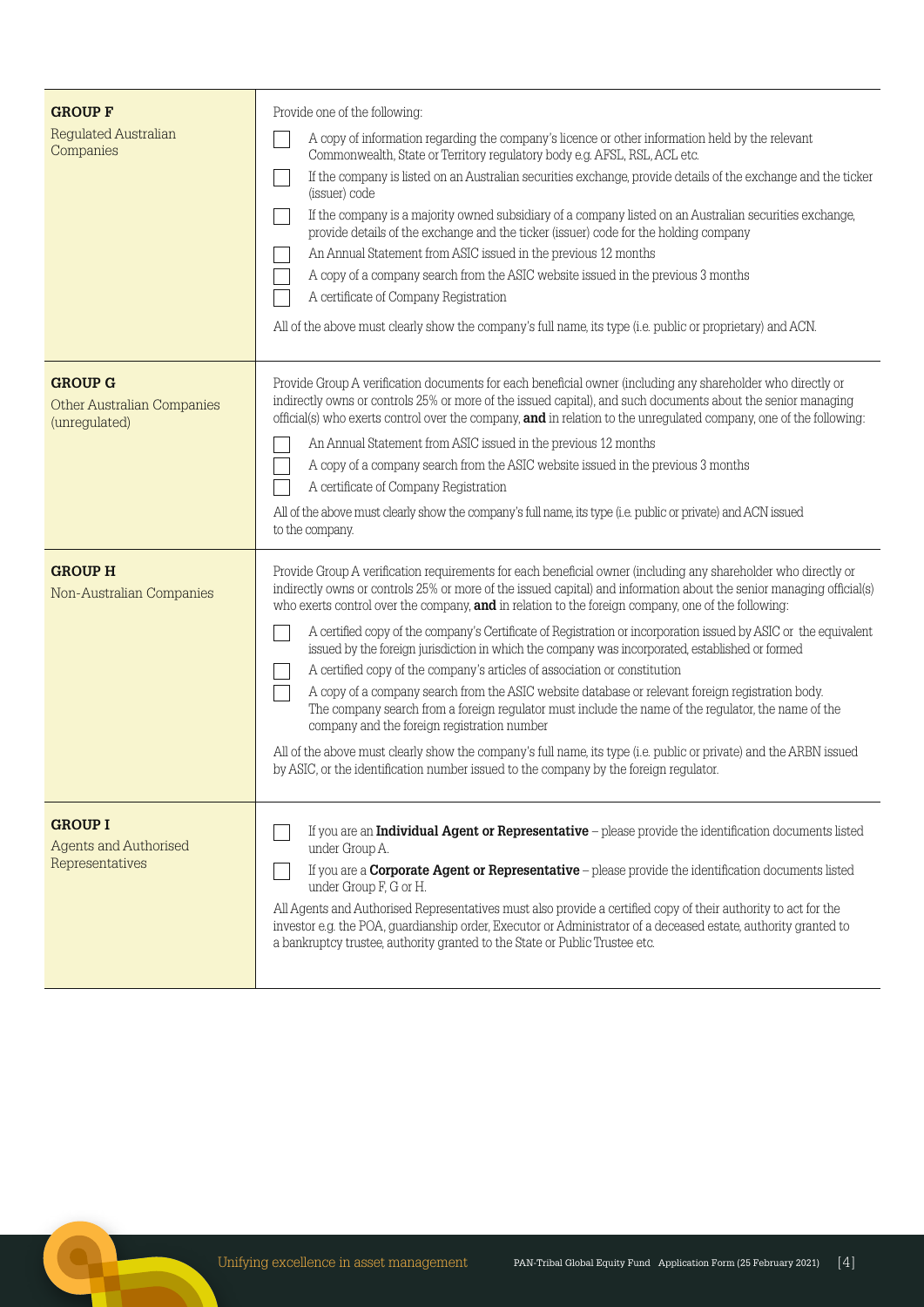| | |
|---|---|
| **GROUP F**<br>Regulated Australian Companies | Provide one of the following:<br>☐ A copy of information regarding the company's licence or other information held by the relevant Commonwealth, State or Territory regulatory body e.g. AFSL, RSL, ACL etc.<br>☐ If the company is listed on an Australian securities exchange, provide details of the exchange and the ticker (issuer) code<br>☐ If the company is a majority owned subsidiary of a company listed on an Australian securities exchange, provide details of the exchange and the ticker (issuer) code for the holding company<br>☐ An Annual Statement from ASIC issued in the previous 12 months<br>☐ A copy of a company search from the ASIC website issued in the previous 3 months<br>☐ A certificate of Company Registration<br>All of the above must clearly show the company's full name, its type (i.e. public or proprietary) and ACN. |
| **GROUP G**<br>Other Australian Companies (unregulated) | Provide Group A verification documents for each beneficial owner (including any shareholder who directly or indirectly owns or controls 25% or more of the issued capital), and such documents about the senior managing official(s) who exerts control over the company, **and** in relation to the unregulated company, one of the following:<br>☐ An Annual Statement from ASIC issued in the previous 12 months<br>☐ A copy of a company search from the ASIC website issued in the previous 3 months<br>☐ A certificate of Company Registration<br>All of the above must clearly show the company's full name, its type (i.e. public or private) and ACN issued to the company. |
| **GROUP H**<br>Non-Australian Companies | Provide Group A verification requirements for each beneficial owner (including any shareholder who directly or indirectly owns or controls 25% or more of the issued capital) and information about the senior managing official(s) who exerts control over the company, **and** in relation to the foreign company, one of the following:<br>☐ A certified copy of the company's Certificate of Registration or incorporation issued by ASIC or the equivalent issued by the foreign jurisdiction in which the company was incorporated, established or formed<br>☐ A certified copy of the company's articles of association or constitution<br>☐ A copy of a company search from the ASIC website database or relevant foreign registration body. The company search from a foreign regulator must include the name of the regulator, the name of the company and the foreign registration number<br>All of the above must clearly show the company's full name, its type (i.e. public or private) and the ARBN issued by ASIC, or the identification number issued to the company by the foreign regulator. |
| **GROUP I**<br>Agents and Authorised Representatives | ☐ If you are an **Individual Agent or Representative** – please provide the identification documents listed under Group A.<br>☐ If you are a **Corporate Agent or Representative** – please provide the identification documents listed under Group F, G or H.<br>All Agents and Authorised Representatives must also provide a certified copy of their authority to act for the investor e.g. the POA, guardianship order, Executor or Administrator of a deceased estate, authority granted to a bankruptcy trustee, authority granted to the State or Public Trustee etc. |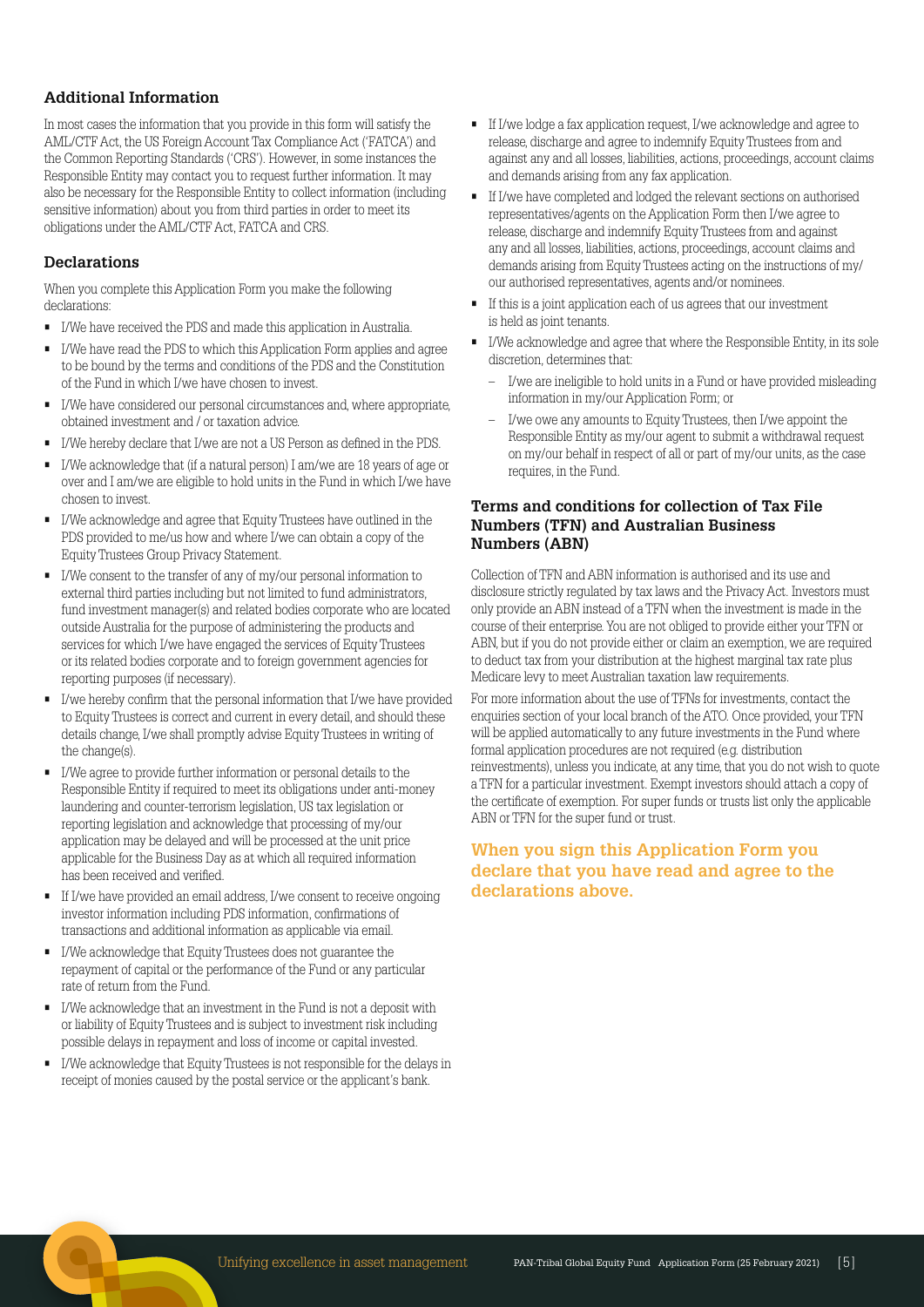## Additional Information

In most cases the information that you provide in this form will satisfy the AML/CTF Act, the US Foreign Account Tax Compliance Act ('FATCA') and the Common Reporting Standards ('CRS'). However, in some instances the Responsible Entity may contact you to request further information. It may also be necessary for the Responsible Entity to collect information (including sensitive information) about you from third parties in order to meet its obligations under the AML/CTF Act, FATCA and CRS.

## Declarations

When you complete this Application Form you make the following declarations:

- I/We have received the PDS and made this application in Australia.
- I/We have read the PDS to which this Application Form applies and agree to be bound by the terms and conditions of the PDS and the Constitution of the Fund in which I/we have chosen to invest.
- I/We have considered our personal circumstances and, where appropriate, obtained investment and / or taxation advice.
- I/We hereby declare that I/we are not a US Person as defined in the PDS.
- I/We acknowledge that (if a natural person) I am/we are 18 years of age or over and I am/we are eligible to hold units in the Fund in which I/we have chosen to invest.
- I/We acknowledge and agree that Equity Trustees have outlined in the PDS provided to me/us how and where I/we can obtain a copy of the Equity Trustees Group Privacy Statement.
- I/We consent to the transfer of any of my/our personal information to external third parties including but not limited to fund administrators, fund investment manager(s) and related bodies corporate who are located outside Australia for the purpose of administering the products and services for which I/we have engaged the services of Equity Trustees or its related bodies corporate and to foreign government agencies for reporting purposes (if necessary).
- I/we hereby confirm that the personal information that I/we have provided to Equity Trustees is correct and current in every detail, and should these details change, I/we shall promptly advise Equity Trustees in writing of the change(s).
- I/We agree to provide further information or personal details to the Responsible Entity if required to meet its obligations under anti-money laundering and counter-terrorism legislation, US tax legislation or reporting legislation and acknowledge that processing of my/our application may be delayed and will be processed at the unit price applicable for the Business Day as at which all required information has been received and verified.
- If I/we have provided an email address, I/we consent to receive ongoing investor information including PDS information, confirmations of transactions and additional information as applicable via email.
- I/We acknowledge that Equity Trustees does not guarantee the repayment of capital or the performance of the Fund or any particular rate of return from the Fund.
- I/We acknowledge that an investment in the Fund is not a deposit with or liability of Equity Trustees and is subject to investment risk including possible delays in repayment and loss of income or capital invested.
- I/We acknowledge that Equity Trustees is not responsible for the delays in receipt of monies caused by the postal service or the applicant's bank.
- If I/we lodge a fax application request, I/we acknowledge and agree to release, discharge and agree to indemnify Equity Trustees from and against any and all losses, liabilities, actions, proceedings, account claims and demands arising from any fax application.
- If I/we have completed and lodged the relevant sections on authorised representatives/agents on the Application Form then I/we agree to release, discharge and indemnify Equity Trustees from and against any and all losses, liabilities, actions, proceedings, account claims and demands arising from Equity Trustees acting on the instructions of my/our authorised representatives, agents and/or nominees.
- If this is a joint application each of us agrees that our investment is held as joint tenants.
- I/We acknowledge and agree that where the Responsible Entity, in its sole discretion, determines that:
  - I/we are ineligible to hold units in a Fund or have provided misleading information in my/our Application Form; or
  - I/we owe any amounts to Equity Trustees, then I/we appoint the Responsible Entity as my/our agent to submit a withdrawal request on my/our behalf in respect of all or part of my/our units, as the case requires, in the Fund.

## Terms and conditions for collection of Tax File Numbers (TFN) and Australian Business Numbers (ABN)

Collection of TFN and ABN information is authorised and its use and disclosure strictly regulated by tax laws and the Privacy Act. Investors must only provide an ABN instead of a TFN when the investment is made in the course of their enterprise. You are not obliged to provide either your TFN or ABN, but if you do not provide either or claim an exemption, we are required to deduct tax from your distribution at the highest marginal tax rate plus Medicare levy to meet Australian taxation law requirements.

For more information about the use of TFNs for investments, contact the enquiries section of your local branch of the ATO. Once provided, your TFN will be applied automatically to any future investments in the Fund where formal application procedures are not required (e.g. distribution reinvestments), unless you indicate, at any time, that you do not wish to quote a TFN for a particular investment. Exempt investors should attach a copy of the certificate of exemption. For super funds or trusts list only the applicable ABN or TFN for the super fund or trust.

**When you sign this Application Form you declare that you have read and agree to the declarations above.**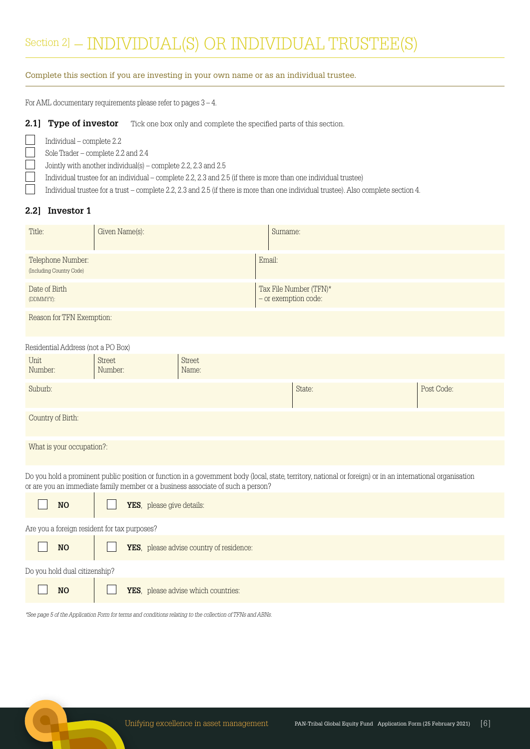# Section 2] – INDIVIDUAL(S) OR INDIVIDUAL TRUSTEE(S)

Complete this section if you are investing in your own name or as an individual trustee.

For AML documentary requirements please refer to pages 3 – 4.

### 2.1] Type of investor

Tick one box only and complete the specified parts of this section.

- ☐ Individual – complete 2.2
- ☐ Sole Trader – complete 2.2 and 2.4
- ☐ Jointly with another individual(s) – complete 2.2, 2.3 and 2.5
- ☐ Individual trustee for an individual – complete 2.2, 2.3 and 2.5 (if there is more than one individual trustee)
- ☐ Individual trustee for a trust – complete 2.2, 2.3 and 2.5 (if there is more than one individual trustee). Also complete section 4.

### 2.2] Investor 1

| Title: | Given Name(s): | Surname: |
|---|---|---|

| Telephone Number: (Including Country Code) | Email: |
|---|---|
| Date of Birth (DDMMYY): | Tax File Number (TFN)* – or exemption code: |

Reason for TFN Exemption:

Residential Address (not a PO Box)

| Unit Number: | Street Number: | Street Name: |
|---|---|---|

| Suburb: | State: | Post Code: |
|---|---|---|

Country of Birth:

What is your occupation?:

Do you hold a prominent public position or function in a government body (local, state, territory, national or foreign) or in an international organisation or are you an immediate family member or a business associate of such a person?

☐ **NO** ☐ **YES**, please give details:

Are you a foreign resident for tax purposes?

☐ **NO** ☐ **YES**, please advise country of residence:

Do you hold dual citizenship?

☐ **NO** ☐ **YES**, please advise which countries:

*\*See page 5 of the Application Form for terms and conditions relating to the collection of TFNs and ABNs.*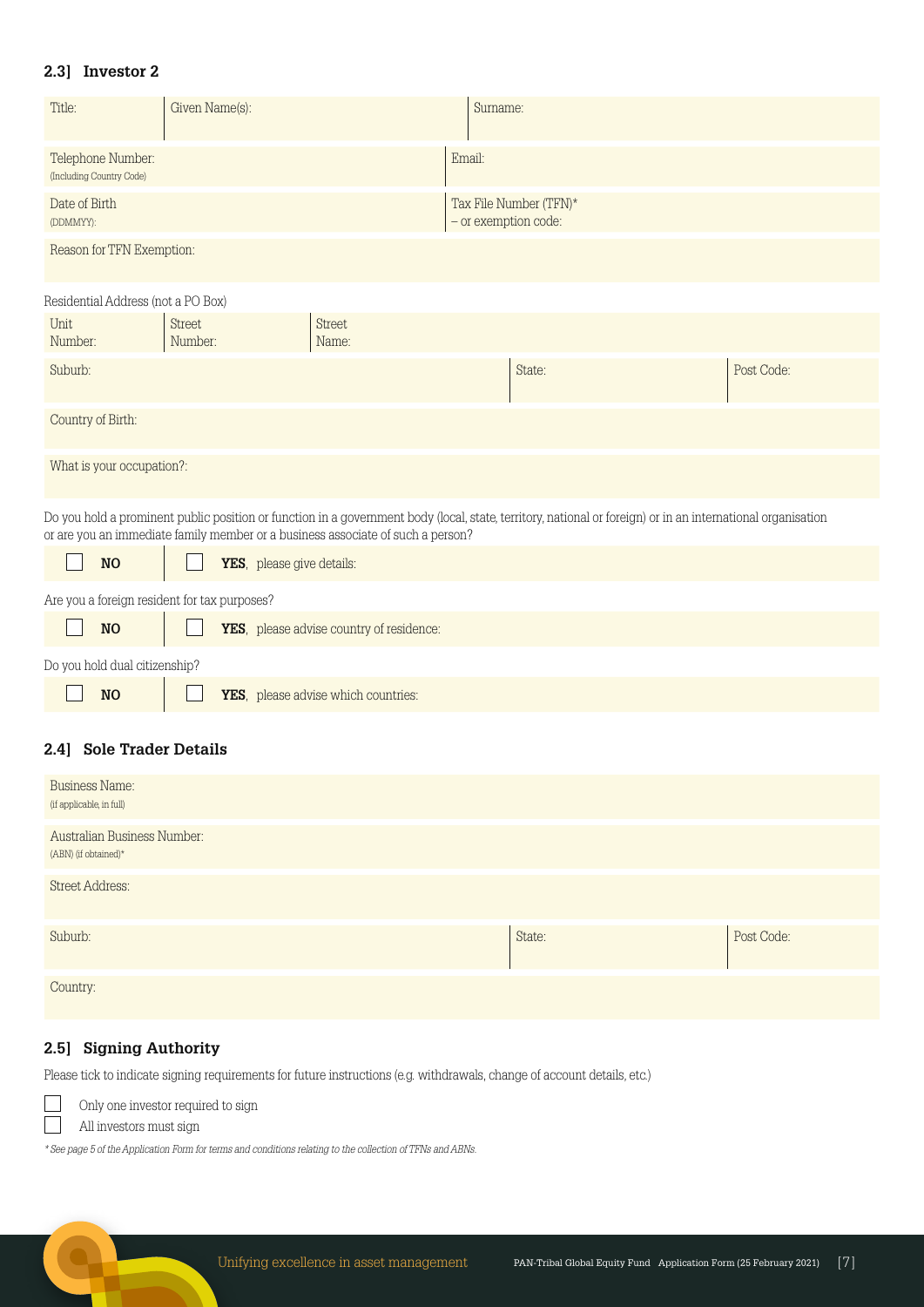## 2.3] Investor 2

| Title: | Given Name(s): | Surname: |
|---|---|---|

| Telephone Number: (Including Country Code) | Email: |
|---|---|
| Date of Birth (DDMMYY): | Tax File Number (TFN)* – or exemption code: |

Reason for TFN Exemption:

Residential Address (not a PO Box)

| Unit Number: | Street Number: | Street Name: |
|---|---|---|

| Suburb: | State: | Post Code: |
|---|---|---|

Country of Birth:

What is your occupation?:

Do you hold a prominent public position or function in a government body (local, state, territory, national or foreign) or in an international organisation or are you an immediate family member or a business associate of such a person?

☐ **NO** ☐ **YES**, please give details:

Are you a foreign resident for tax purposes?

☐ **NO** ☐ **YES**, please advise country of residence:

Do you hold dual citizenship?

☐ **NO** ☐ **YES**, please advise which countries:

## 2.4] Sole Trader Details

Business Name: (if applicable, in full)

Australian Business Number: (ABN) (if obtained)*

Street Address:

| Suburb: | State: | Post Code: |
|---|---|---|

Country:

## 2.5] Signing Authority

Please tick to indicate signing requirements for future instructions (e.g. withdrawals, change of account details, etc.)

☐ Only one investor required to sign

☐ All investors must sign

*\* See page 5 of the Application Form for terms and conditions relating to the collection of TFNs and ABNs.*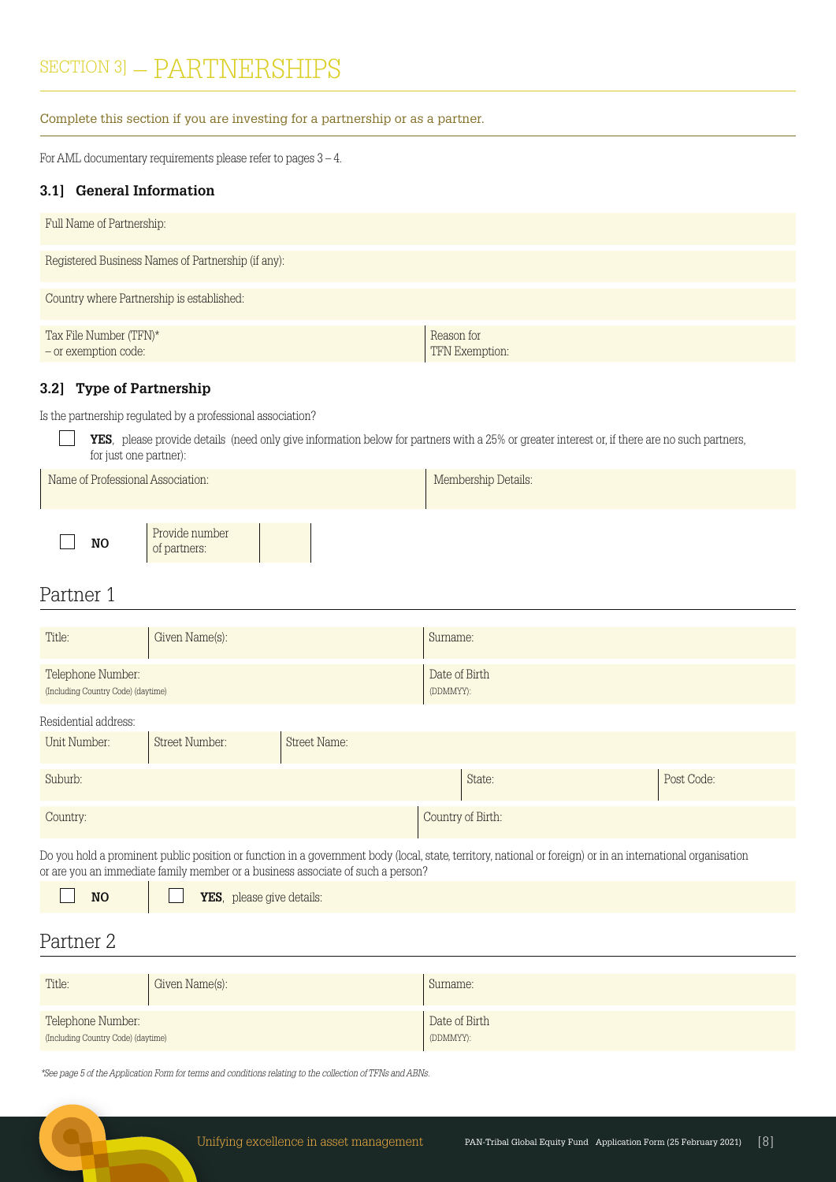# SECTION 3] — PARTNERSHIPS

Complete this section if you are investing for a partnership or as a partner.

For AML documentary requirements please refer to pages 3 – 4.

### 3.1] General Information

| Full Name of Partnership: | |
|---|---|
| Registered Business Names of Partnership (if any): | |
| Country where Partnership is established: | |
| Tax File Number (TFN)* – or exemption code: | Reason for TFN Exemption: |

### 3.2] Type of Partnership

Is the partnership regulated by a professional association?

☐ **YES**, please provide details (need only give information below for partners with a 25% or greater interest or, if there are no such partners, for just one partner):

| Name of Professional Association: | Membership Details: |
|---|---|

☐ **NO** | Provide number of partners: | |

## Partner 1

| Title: | Given Name(s): | Surname: |
|---|---|---|
| Telephone Number: (Including Country Code) (daytime) | | Date of Birth (DDMMYY): |

Residential address:

| Unit Number: | Street Number: | Street Name: | |
|---|---|---|---|
| Suburb: | | State: | Post Code: |
| Country: | | Country of Birth: | |

Do you hold a prominent public position or function in a government body (local, state, territory, national or foreign) or in an international organisation or are you an immediate family member or a business associate of such a person?

☐ **NO** ☐ **YES**, please give details:

## Partner 2

| Title: | Given Name(s): | Surname: |
|---|---|---|
| Telephone Number: (Including Country Code) (daytime) | | Date of Birth (DDMMYY): |

*\*See page 5 of the Application Form for terms and conditions relating to the collection of TFNs and ABNs.*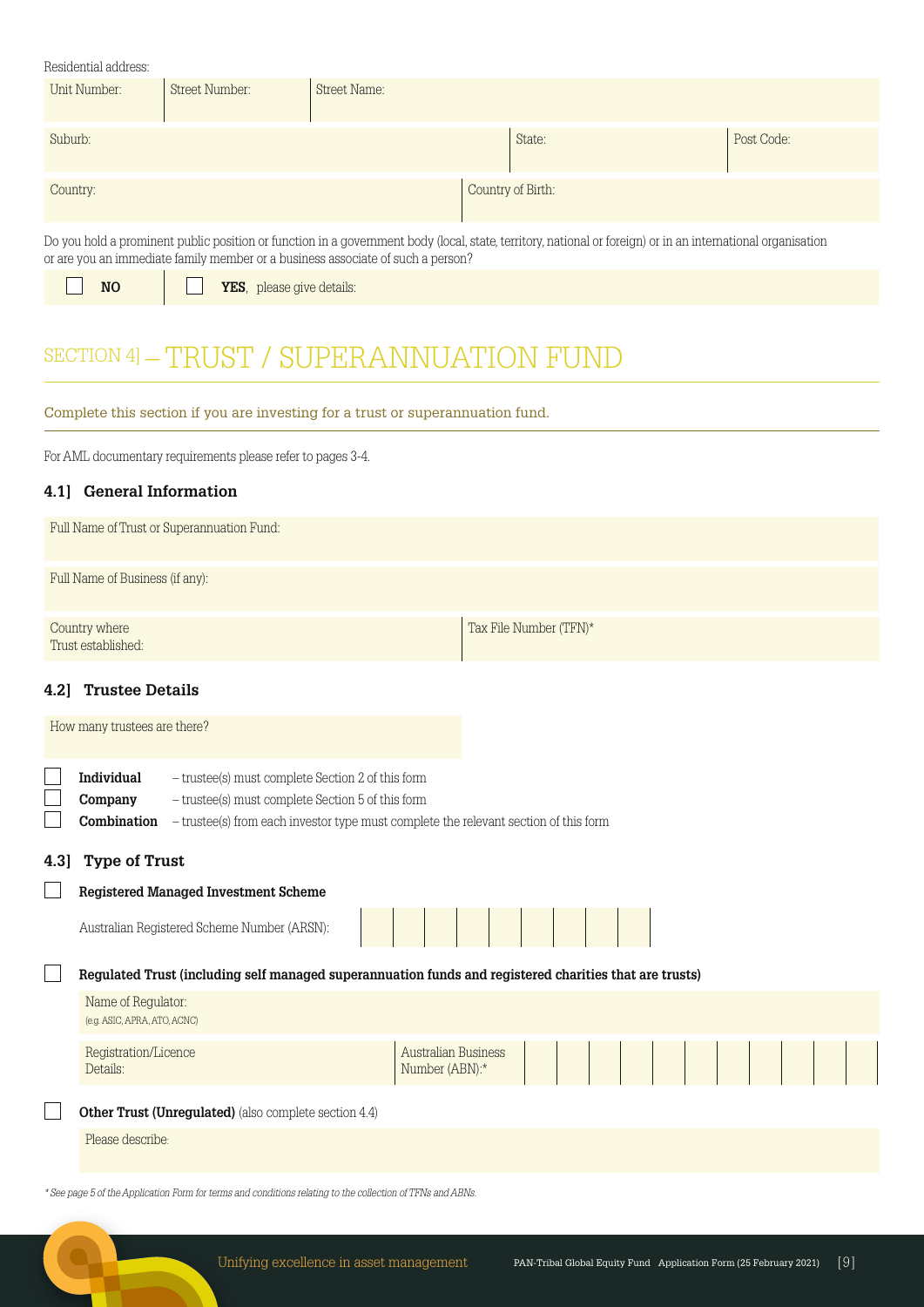Residential address:

| Unit Number: | Street Number: | Street Name: |
|---|---|---|

| Suburb: | State: | Post Code: |
|---|---|---|

| Country: | Country of Birth: |
|---|---|

Do you hold a prominent public position or function in a government body (local, state, territory, national or foreign) or in an international organisation or are you an immediate family member or a business associate of such a person?

☐ **NO** ☐ **YES**, please give details:

## SECTION 4] – TRUST / SUPERANNUATION FUND

Complete this section if you are investing for a trust or superannuation fund.

For AML documentary requirements please refer to pages 3-4.

### 4.1] General Information

Full Name of Trust or Superannuation Fund:

Full Name of Business (if any):

| Country where Trust established: | Tax File Number (TFN)* |
|---|---|

### 4.2] Trustee Details

How many trustees are there?

☐ **Individual** – trustee(s) must complete Section 2 of this form
☐ **Company** – trustee(s) must complete Section 5 of this form
☐ **Combination** – trustee(s) from each investor type must complete the relevant section of this form

### 4.3] Type of Trust

☐ **Registered Managed Investment Scheme**

Australian Registered Scheme Number (ARSN):

☐ **Regulated Trust (including self managed superannuation funds and registered charities that are trusts)**

Name of Regulator:
(e.g. ASIC, APRA, ATO, ACNC)

| Registration/Licence Details: | Australian Business Number (ABN):* |
|---|---|

☐ **Other Trust (Unregulated)** (also complete section 4.4)

Please describe:

*\* See page 5 of the Application Form for terms and conditions relating to the collection of TFNs and ABNs.*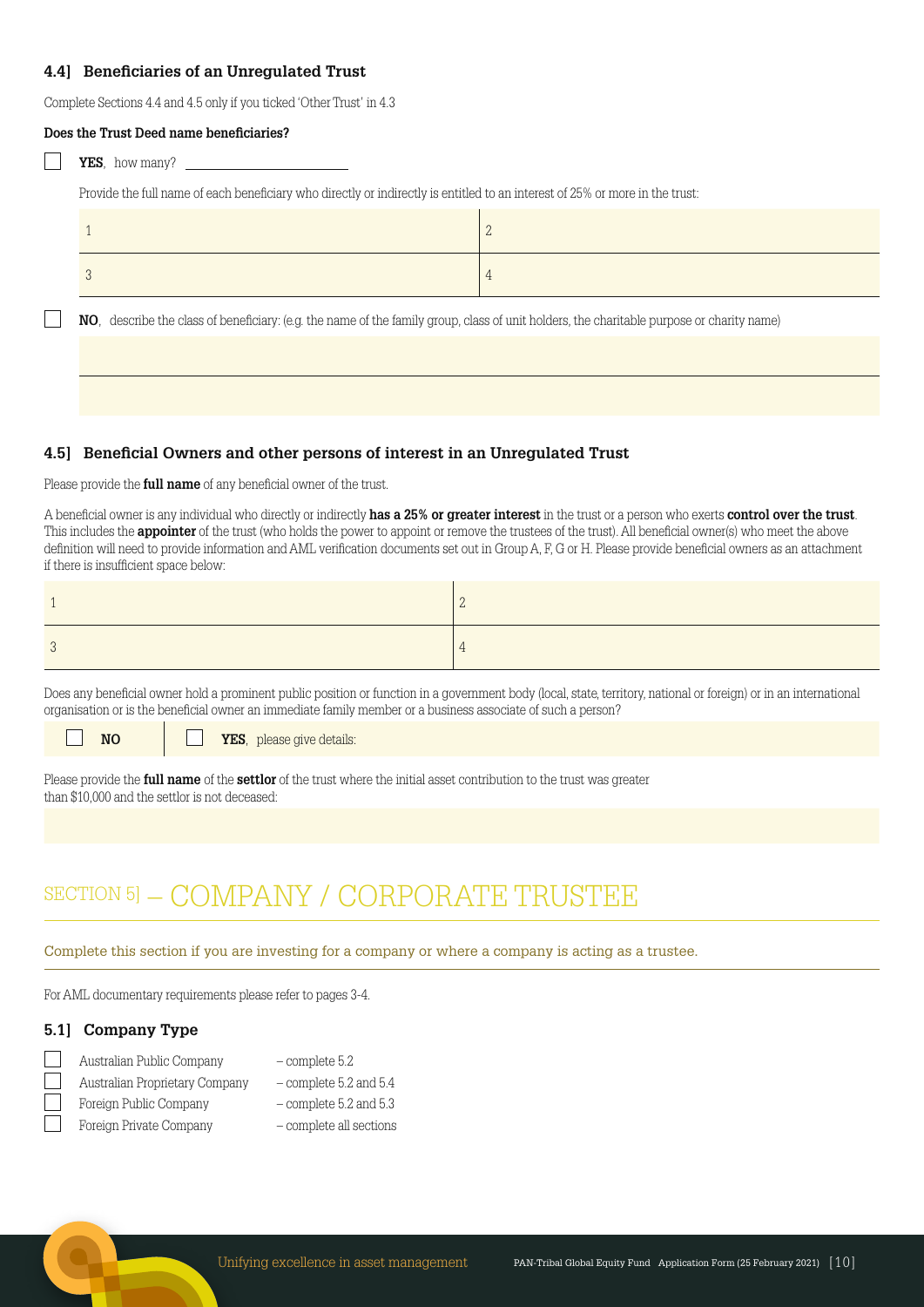### 4.4] Beneficiaries of an Unregulated Trust

Complete Sections 4.4 and 4.5 only if you ticked 'Other Trust' in 4.3

**Does the Trust Deed name beneficiaries?**

☐ **YES**, how many? \_\_\_\_\_\_\_\_\_\_\_\_\_\_\_\_\_\_\_\_

Provide the full name of each beneficiary who directly or indirectly is entitled to an interest of 25% or more in the trust:

| | |
|---|---|
| 1 | 2 |
| 3 | 4 |

☐ **NO**, describe the class of beneficiary: (e.g. the name of the family group, class of unit holders, the charitable purpose or charity name)

### 4.5] Beneficial Owners and other persons of interest in an Unregulated Trust

Please provide the **full name** of any beneficial owner of the trust.

A beneficial owner is any individual who directly or indirectly **has a 25% or greater interest** in the trust or a person who exerts **control over the trust**. This includes the **appointer** of the trust (who holds the power to appoint or remove the trustees of the trust). All beneficial owner(s) who meet the above definition will need to provide information and AML verification documents set out in Group A, F, G or H. Please provide beneficial owners as an attachment if there is insufficient space below:

| | |
|---|---|
| 1 | 2 |
| 3 | 4 |

Does any beneficial owner hold a prominent public position or function in a government body (local, state, territory, national or foreign) or in an international organisation or is the beneficial owner an immediate family member or a business associate of such a person?

☐ **NO** ☐ **YES**, please give details:

Please provide the **full name** of the **settlor** of the trust where the initial asset contribution to the trust was greater than $10,000 and the settlor is not deceased:

# SECTION 5] – COMPANY / CORPORATE TRUSTEE

Complete this section if you are investing for a company or where a company is acting as a trustee.

For AML documentary requirements please refer to pages 3-4.

### 5.1] Company Type

☐ Australian Public Company – complete 5.2
☐ Australian Proprietary Company – complete 5.2 and 5.4
☐ Foreign Public Company – complete 5.2 and 5.3
☐ Foreign Private Company – complete all sections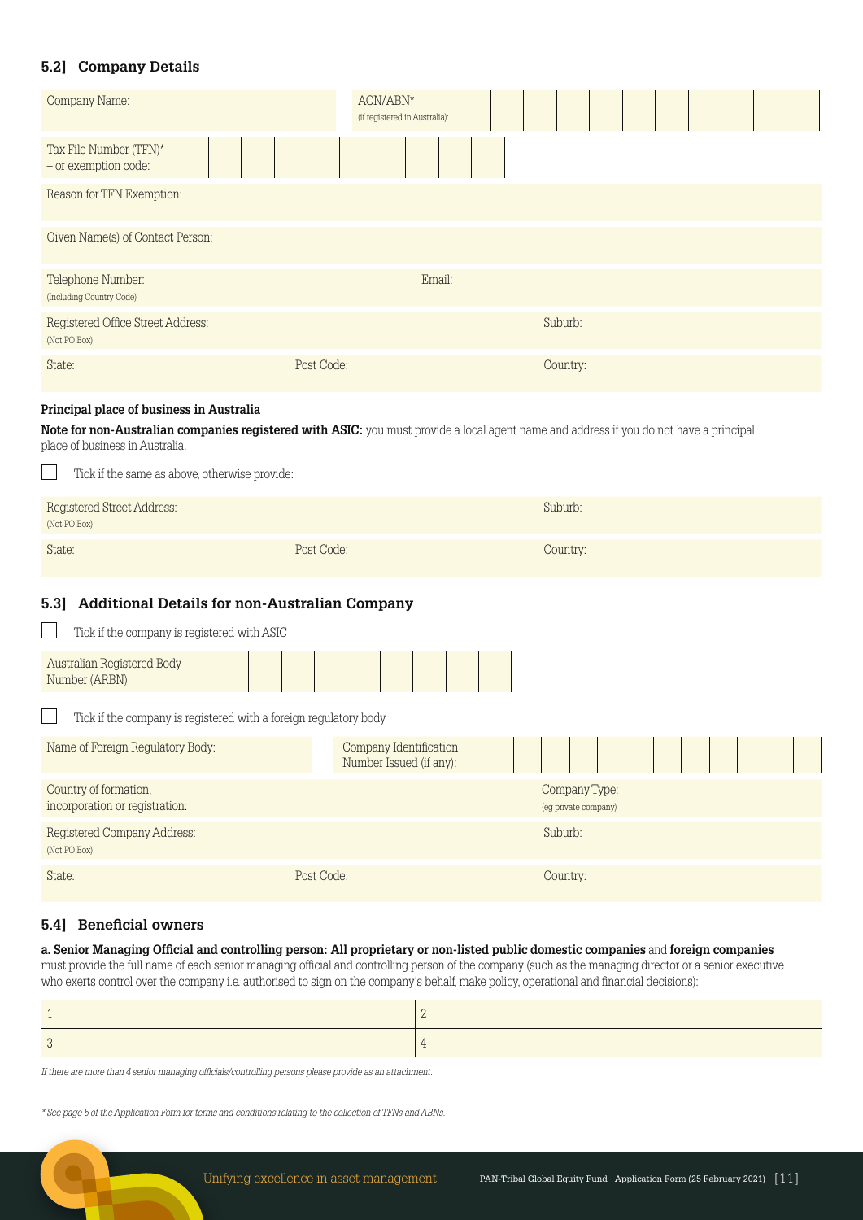## 5.2] Company Details

| Company Name: | ACN/ABN* (if registered in Australia): |
|---|---|
| Tax File Number (TFN)* – or exemption code: | |
| Reason for TFN Exemption: | |
| Given Name(s) of Contact Person: | |
| Telephone Number: (Including Country Code) | Email: |

| Registered Office Street Address: (Not PO Box) | | Suburb: |
|---|---|---|
| State: | Post Code: | Country: |

**Principal place of business in Australia**

**Note for non-Australian companies registered with ASIC:** you must provide a local agent name and address if you do not have a principal place of business in Australia.

☐ Tick if the same as above, otherwise provide:

| Registered Street Address: (Not PO Box) | | Suburb: |
|---|---|---|
| State: | Post Code: | Country: |

## 5.3] Additional Details for non-Australian Company

☐ Tick if the company is registered with ASIC

| Australian Registered Body Number (ARBN) | |
|---|---|

☐ Tick if the company is registered with a foreign regulatory body

| Name of Foreign Regulatory Body: | Company Identification Number Issued (if any): |
|---|---|
| Country of formation, incorporation or registration: | Company Type: (eg private company) |

| Registered Company Address: (Not PO Box) | | Suburb: |
|---|---|---|
| State: | Post Code: | Country: |

## 5.4] Beneficial owners

**a. Senior Managing Official and controlling person: All proprietary or non-listed public domestic companies** and **foreign companies** must provide the full name of each senior managing official and controlling person of the company (such as the managing director or a senior executive who exerts control over the company i.e. authorised to sign on the company's behalf, make policy, operational and financial decisions):

| 1 | 2 |
|---|---|
| 3 | 4 |

*If there are more than 4 senior managing officials/controlling persons please provide as an attachment.*

*\* See page 5 of the Application Form for terms and conditions relating to the collection of TFNs and ABNs.*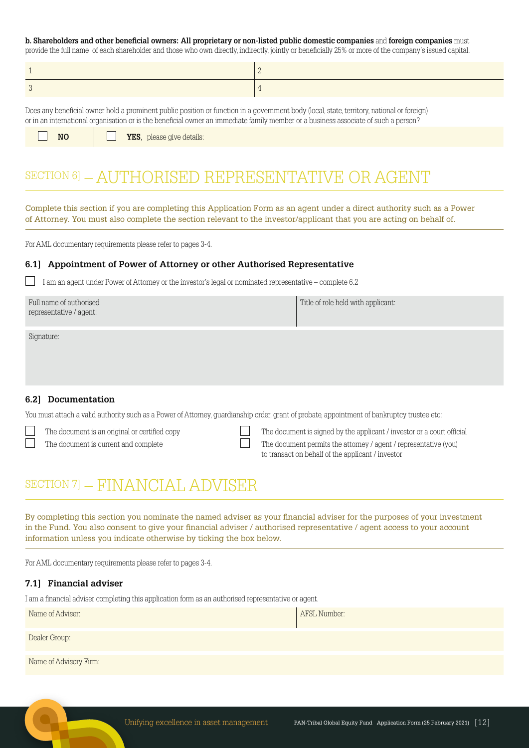**b. Shareholders and other beneficial owners: All proprietary or non-listed public domestic companies** and **foreign companies** must provide the full name of each shareholder and those who own directly, indirectly, jointly or beneficially 25% or more of the company's issued capital.

| | |
|---|---|
| 1 | 2 |
| 3 | 4 |

Does any beneficial owner hold a prominent public position or function in a government body (local, state, territory, national or foreign) or in an international organisation or is the beneficial owner an immediate family member or a business associate of such a person?

☐ **NO** ☐ **YES**, please give details:

# SECTION 6] — AUTHORISED REPRESENTATIVE OR AGENT

Complete this section if you are completing this Application Form as an agent under a direct authority such as a Power of Attorney. You must also complete the section relevant to the investor/applicant that you are acting on behalf of.

For AML documentary requirements please refer to pages 3-4.

### 6.1] Appointment of Power of Attorney or other Authorised Representative

☐ I am an agent under Power of Attorney or the investor's legal or nominated representative – complete 6.2

| Full name of authorised representative / agent: | Title of role held with applicant: |
|---|---|

Signature:

### 6.2] Documentation

You must attach a valid authority such as a Power of Attorney, guardianship order, grant of probate, appointment of bankruptcy trustee etc:

☐ The document is an original or certified copy

☐ The document is current and complete

☐ The document is signed by the applicant / investor or a court official

☐ The document permits the attorney / agent / representative (you) to transact on behalf of the applicant / investor

# SECTION 7] — FINANCIAL ADVISER

By completing this section you nominate the named adviser as your financial adviser for the purposes of your investment in the Fund. You also consent to give your financial adviser / authorised representative / agent access to your account information unless you indicate otherwise by ticking the box below.

For AML documentary requirements please refer to pages 3-4.

### 7.1] Financial adviser

I am a financial adviser completing this application form as an authorised representative or agent.

| Name of Adviser: | AFSL Number: |
|---|---|

Dealer Group:

Name of Advisory Firm: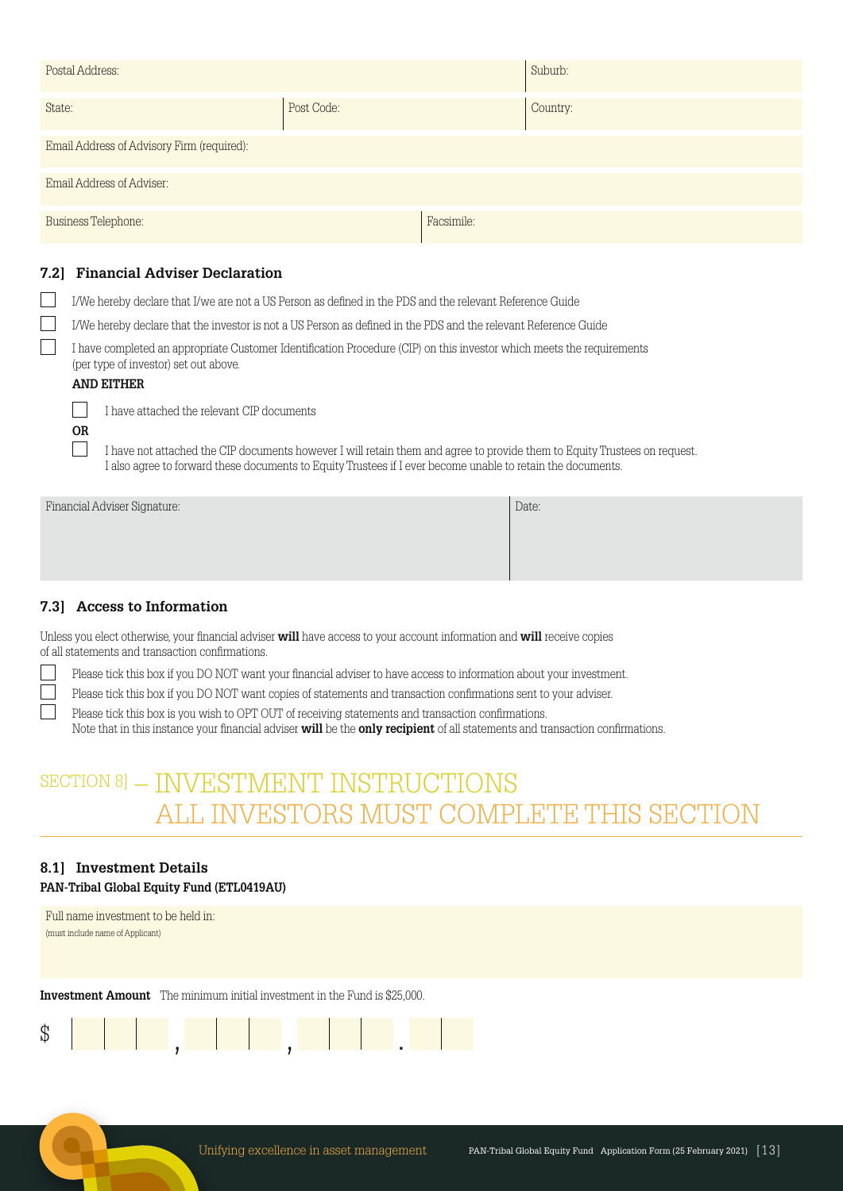| Postal Address: | | Suburb: |
|---|---|---|
| State: | Post Code: | Country: |

| Email Address of Advisory Firm (required): |
|---|
| Email Address of Adviser: |

| Business Telephone: | Facsimile: |
|---|---|

### 7.2] Financial Adviser Declaration

- ☐ I/We hereby declare that I/we are not a US Person as defined in the PDS and the relevant Reference Guide
- ☐ I/We hereby declare that the investor is not a US Person as defined in the PDS and the relevant Reference Guide
- ☐ I have completed an appropriate Customer Identification Procedure (CIP) on this investor which meets the requirements (per type of investor) set out above.

**AND EITHER**

- ☐ I have attached the relevant CIP documents

**OR**

- ☐ I have not attached the CIP documents however I will retain them and agree to provide them to Equity Trustees on request. I also agree to forward these documents to Equity Trustees if I ever become unable to retain the documents.

| Financial Adviser Signature: | Date: |
|---|---|

### 7.3] Access to Information

Unless you elect otherwise, your financial adviser **will** have access to your account information and **will** receive copies of all statements and transaction confirmations.

- ☐ Please tick this box if you DO NOT want your financial adviser to have access to information about your investment.
- ☐ Please tick this box if you DO NOT want copies of statements and transaction confirmations sent to your adviser.
- ☐ Please tick this box is you wish to OPT OUT of receiving statements and transaction confirmations.
  Note that in this instance your financial adviser **will** be the **only recipient** of all statements and transaction confirmations.

## SECTION 8] – INVESTMENT INSTRUCTIONS ALL INVESTORS MUST COMPLETE THIS SECTION

### 8.1] Investment Details

**PAN-Tribal Global Equity Fund (ETL0419AU)**

| Full name investment to be held in: (must include name of Applicant) |
|---|

**Investment Amount** The minimum initial investment in the Fund is $25,000.

$ ☐☐☐ , ☐☐☐ , ☐☐☐ . ☐☐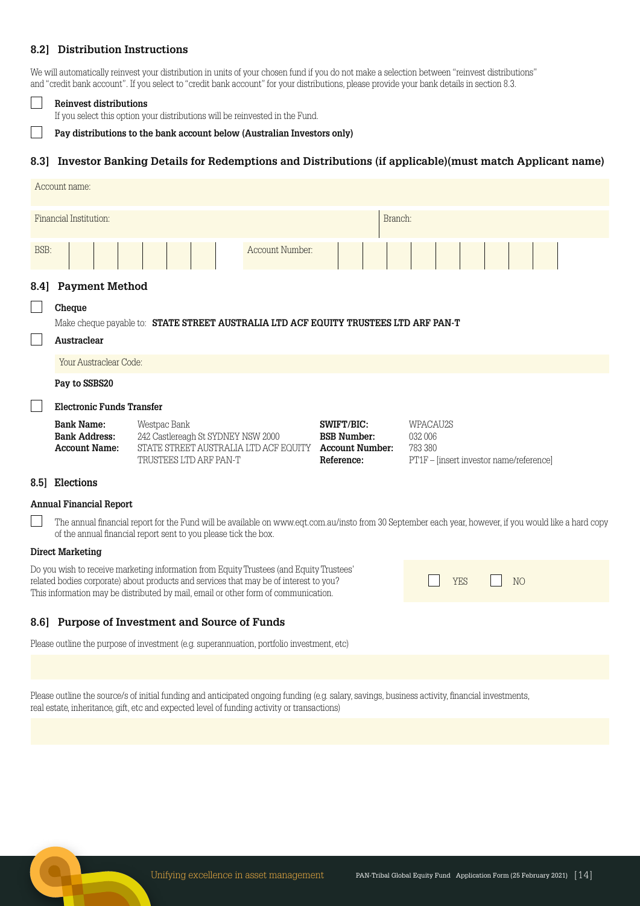## 8.2] Distribution Instructions

We will automatically reinvest your distribution in units of your chosen fund if you do not make a selection between "reinvest distributions" and "credit bank account". If you select to "credit bank account" for your distributions, please provide your bank details in section 8.3.

☐ **Reinvest distributions**
If you select this option your distributions will be reinvested in the Fund.

☐ **Pay distributions to the bank account below (Australian Investors only)**

## 8.3] Investor Banking Details for Redemptions and Distributions (if applicable)(must match Applicant name)

| Account name: | |
|---|---|
| Financial Institution: | Branch: |
| BSB: | Account Number: |

## 8.4] Payment Method

☐ **Cheque**

Make cheque payable to: **STATE STREET AUSTRALIA LTD ACF EQUITY TRUSTEES LTD ARF PAN-T**

☐ **Austraclear**

Your Austraclear Code:

**Pay to SSBS20**

☐ **Electronic Funds Transfer**

| | | | |
|---|---|---|---|
| **Bank Name:** | Westpac Bank | **SWIFT/BIC:** | WPACAU2S |
| **Bank Address:** | 242 Castlereagh St SYDNEY NSW 2000 | **BSB Number:** | 032 006 |
| **Account Name:** | STATE STREET AUSTRALIA LTD ACF EQUITY TRUSTEES LTD ARF PAN-T | **Account Number:** | 783 380 |
| | | **Reference:** | PT1F – [insert investor name/reference] |

## 8.5] Elections

**Annual Financial Report**

☐ The annual financial report for the Fund will be available on www.eqt.com.au/insto from 30 September each year, however, if you would like a hard copy of the annual financial report sent to you please tick the box.

**Direct Marketing**

Do you wish to receive marketing information from Equity Trustees (and Equity Trustees' related bodies corporate) about products and services that may be of interest to you? This information may be distributed by mail, email or other form of communication.

☐ YES ☐ NO

## 8.6] Purpose of Investment and Source of Funds

Please outline the purpose of investment (e.g. superannuation, portfolio investment, etc)

Please outline the source/s of initial funding and anticipated ongoing funding (e.g. salary, savings, business activity, financial investments, real estate, inheritance, gift, etc and expected level of funding activity or transactions)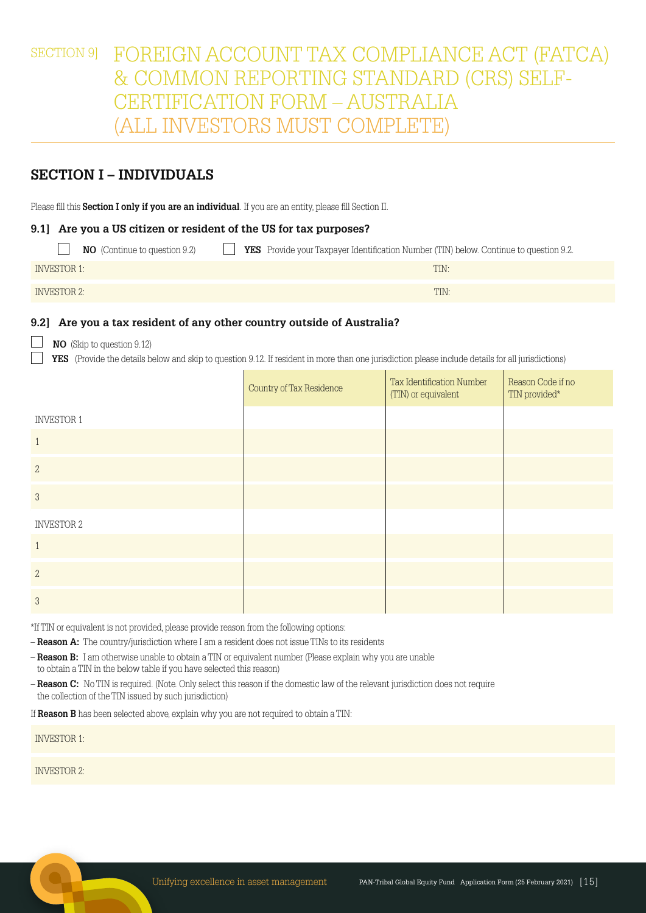# SECTION 9] FOREIGN ACCOUNT TAX COMPLIANCE ACT (FATCA) & COMMON REPORTING STANDARD (CRS) SELF-CERTIFICATION FORM – AUSTRALIA (ALL INVESTORS MUST COMPLETE)

## SECTION I – INDIVIDUALS

Please fill this **Section I only if you are an individual**. If you are an entity, please fill Section II.

### 9.1] Are you a US citizen or resident of the US for tax purposes?

☐ **NO** (Continue to question 9.2) ☐ **YES** Provide your Taxpayer Identification Number (TIN) below. Continue to question 9.2.

| | |
|---|---|
| INVESTOR 1: | TIN: |
| INVESTOR 2: | TIN: |

### 9.2] Are you a tax resident of any other country outside of Australia?

☐ **NO** (Skip to question 9.12)

☐ **YES** (Provide the details below and skip to question 9.12. If resident in more than one jurisdiction please include details for all jurisdictions)

| | Country of Tax Residence | Tax Identification Number (TIN) or equivalent | Reason Code if no TIN provided* |
|---|---|---|---|
| INVESTOR 1 | | | |
| 1 | | | |
| 2 | | | |
| 3 | | | |
| INVESTOR 2 | | | |
| 1 | | | |
| 2 | | | |
| 3 | | | |

*If TIN or equivalent is not provided, please provide reason from the following options:

- **Reason A:** The country/jurisdiction where I am a resident does not issue TINs to its residents
- **Reason B:** I am otherwise unable to obtain a TIN or equivalent number (Please explain why you are unable to obtain a TIN in the below table if you have selected this reason)
- **Reason C:** No TIN is required. (Note. Only select this reason if the domestic law of the relevant jurisdiction does not require the collection of the TIN issued by such jurisdiction)

If **Reason B** has been selected above, explain why you are not required to obtain a TIN:

| |
|---|
| INVESTOR 1: |
| INVESTOR 2: |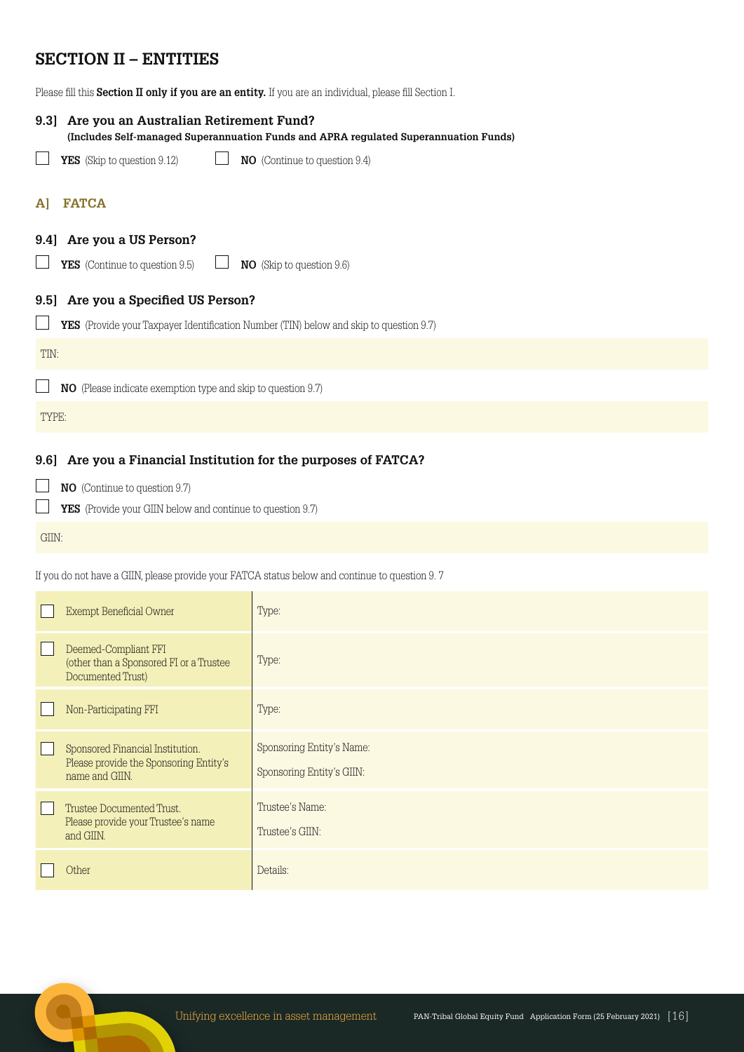## SECTION II – ENTITIES

Please fill this **Section II only if you are an entity.** If you are an individual, please fill Section I.

### 9.3] Are you an Australian Retirement Fund?

**(Includes Self-managed Superannuation Funds and APRA regulated Superannuation Funds)**

☐ **YES** (Skip to question 9.12) ☐ **NO** (Continue to question 9.4)

### A] FATCA

### 9.4] Are you a US Person?

☐ **YES** (Continue to question 9.5) ☐ **NO** (Skip to question 9.6)

### 9.5] Are you a Specified US Person?

☐ **YES** (Provide your Taxpayer Identification Number (TIN) below and skip to question 9.7)

TIN:

☐ **NO** (Please indicate exemption type and skip to question 9.7)

TYPE:

### 9.6] Are you a Financial Institution for the purposes of FATCA?

☐ **NO** (Continue to question 9.7)

☐ **YES** (Provide your GIIN below and continue to question 9.7)

GIIN:

If you do not have a GIIN, please provide your FATCA status below and continue to question 9. 7

| | |
|---|---|
| ☐ Exempt Beneficial Owner | Type: |
| ☐ Deemed-Compliant FFI (other than a Sponsored FI or a Trustee Documented Trust) | Type: |
| ☐ Non-Participating FFI | Type: |
| ☐ Sponsored Financial Institution. Please provide the Sponsoring Entity's name and GIIN. | Sponsoring Entity's Name:<br>Sponsoring Entity's GIIN: |
| ☐ Trustee Documented Trust. Please provide your Trustee's name and GIIN. | Trustee's Name:<br>Trustee's GIIN: |
| ☐ Other | Details: |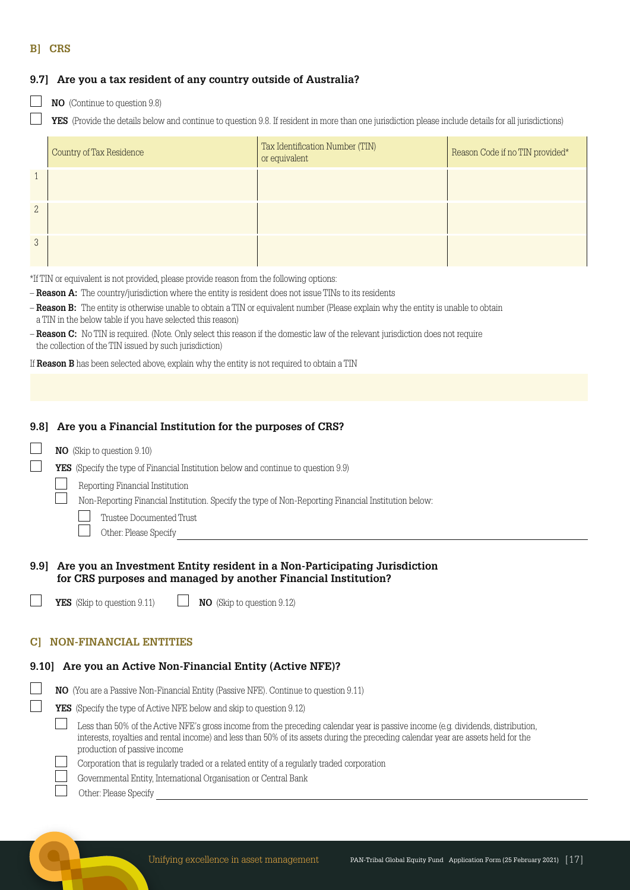## B] CRS

### 9.7] Are you a tax resident of any country outside of Australia?

☐ **NO** (Continue to question 9.8)

☐ **YES** (Provide the details below and continue to question 9.8. If resident in more than one jurisdiction please include details for all jurisdictions)

| | Country of Tax Residence | Tax Identification Number (TIN) or equivalent | Reason Code if no TIN provided* |
|---|---|---|---|
| 1 | | | |
| 2 | | | |
| 3 | | | |

*If TIN or equivalent is not provided, please provide reason from the following options:

– **Reason A:** The country/jurisdiction where the entity is resident does not issue TINs to its residents

– **Reason B:** The entity is otherwise unable to obtain a TIN or equivalent number (Please explain why the entity is unable to obtain a TIN in the below table if you have selected this reason)

– **Reason C:** No TIN is required. (Note. Only select this reason if the domestic law of the relevant jurisdiction does not require the collection of the TIN issued by such jurisdiction)

If **Reason B** has been selected above, explain why the entity is not required to obtain a TIN

### 9.8] Are you a Financial Institution for the purposes of CRS?

☐ **NO** (Skip to question 9.10)

☐ **YES** (Specify the type of Financial Institution below and continue to question 9.9)

- ☐ Reporting Financial Institution
- ☐ Non-Reporting Financial Institution. Specify the type of Non-Reporting Financial Institution below:
  - ☐ Trustee Documented Trust
  - ☐ Other: Please Specify \_\_\_\_\_\_\_\_\_\_\_\_\_\_\_\_\_\_\_\_

### 9.9] Are you an Investment Entity resident in a Non-Participating Jurisdiction for CRS purposes and managed by another Financial Institution?

☐ **YES** (Skip to question 9.11) ☐ **NO** (Skip to question 9.12)

## C] NON-FINANCIAL ENTITIES

### 9.10] Are you an Active Non-Financial Entity (Active NFE)?

☐ **NO** (You are a Passive Non-Financial Entity (Passive NFE). Continue to question 9.11)

☐ **YES** (Specify the type of Active NFE below and skip to question 9.12)

- ☐ Less than 50% of the Active NFE's gross income from the preceding calendar year is passive income (e.g. dividends, distribution, interests, royalties and rental income) and less than 50% of its assets during the preceding calendar year are assets held for the production of passive income
- ☐ Corporation that is regularly traded or a related entity of a regularly traded corporation
- ☐ Governmental Entity, International Organisation or Central Bank
- ☐ Other: Please Specify \_\_\_\_\_\_\_\_\_\_\_\_\_\_\_\_\_\_\_\_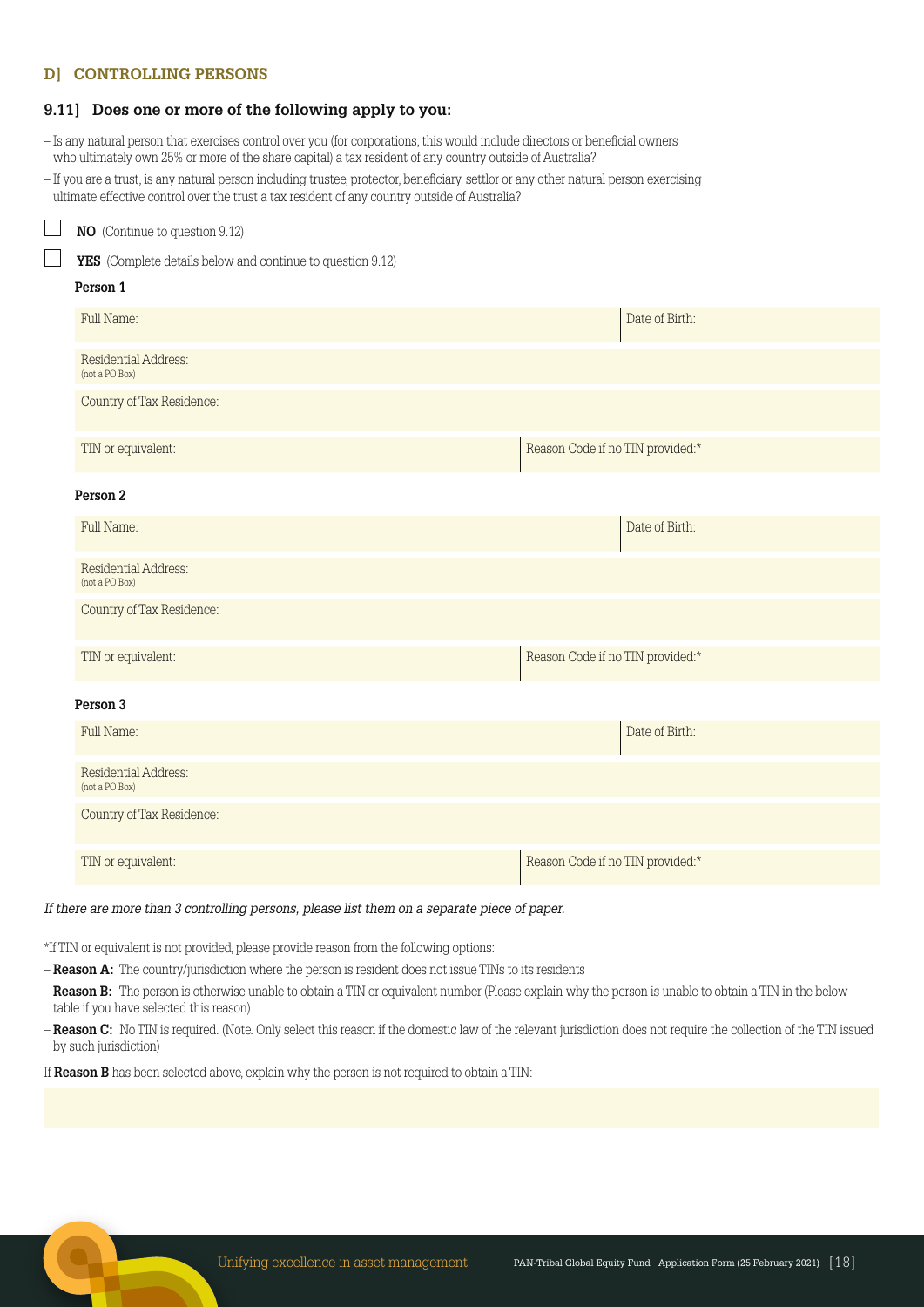## D] CONTROLLING PERSONS

### 9.11] Does one or more of the following apply to you:

- Is any natural person that exercises control over you (for corporations, this would include directors or beneficial owners who ultimately own 25% or more of the share capital) a tax resident of any country outside of Australia?
- If you are a trust, is any natural person including trustee, protector, beneficiary, settlor or any other natural person exercising ultimate effective control over the trust a tax resident of any country outside of Australia?

☐ **NO** (Continue to question 9.12)

☐ **YES** (Complete details below and continue to question 9.12)

**Person 1**

| Full Name: | Date of Birth: |
|---|---|
| Residential Address: (not a PO Box) | |
| Country of Tax Residence: | |
| TIN or equivalent: | Reason Code if no TIN provided:* |

**Person 2**

| Full Name: | Date of Birth: |
|---|---|
| Residential Address: (not a PO Box) | |
| Country of Tax Residence: | |
| TIN or equivalent: | Reason Code if no TIN provided:* |

**Person 3**

| Full Name: | Date of Birth: |
|---|---|
| Residential Address: (not a PO Box) | |
| Country of Tax Residence: | |
| TIN or equivalent: | Reason Code if no TIN provided:* |

*If there are more than 3 controlling persons, please list them on a separate piece of paper.*

*If TIN or equivalent is not provided, please provide reason from the following options:

- **Reason A:** The country/jurisdiction where the person is resident does not issue TINs to its residents
- **Reason B:** The person is otherwise unable to obtain a TIN or equivalent number (Please explain why the person is unable to obtain a TIN in the below table if you have selected this reason)
- **Reason C:** No TIN is required. (Note. Only select this reason if the domestic law of the relevant jurisdiction does not require the collection of the TIN issued by such jurisdiction)

If **Reason B** has been selected above, explain why the person is not required to obtain a TIN: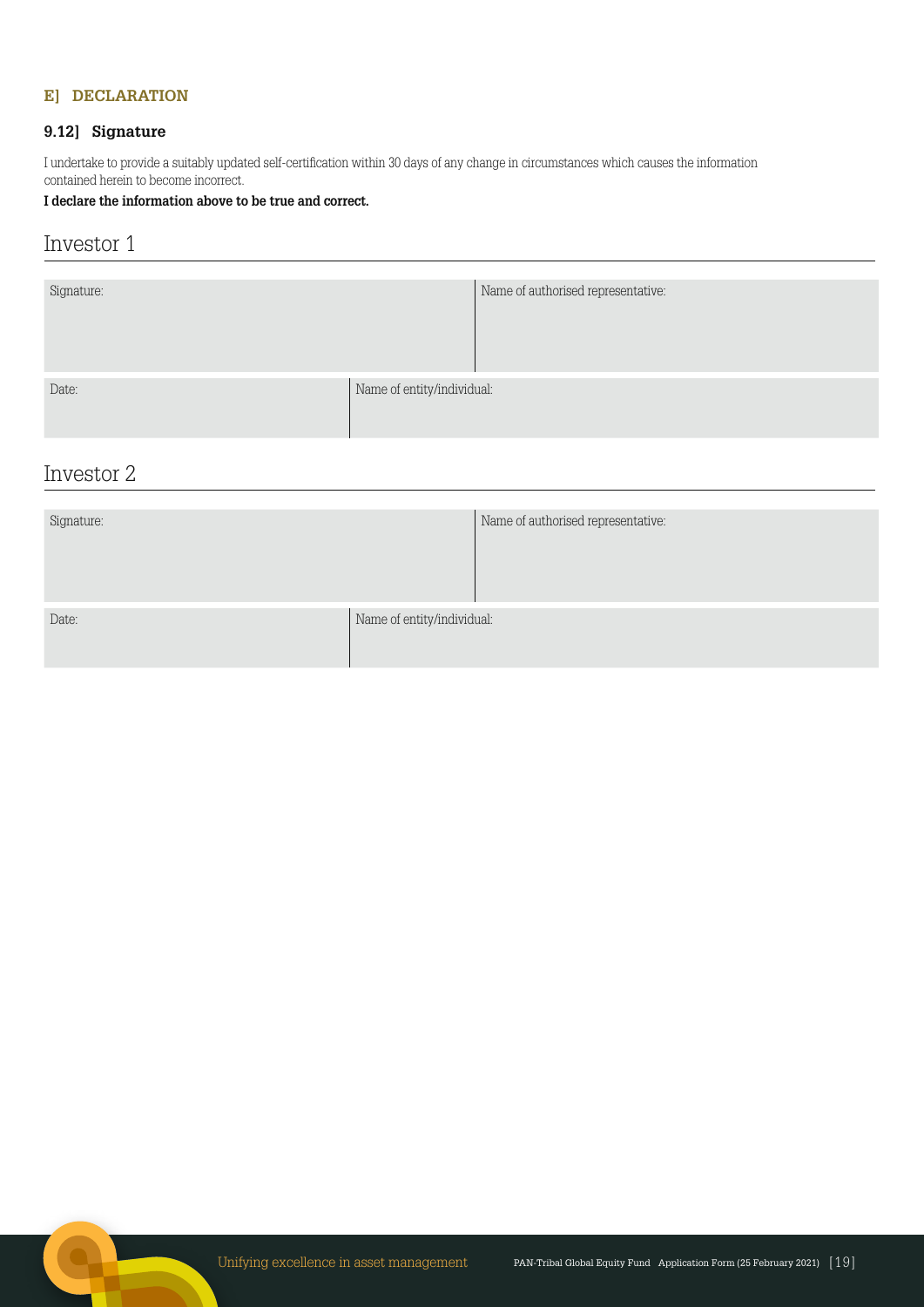## E] DECLARATION

### 9.12] Signature

I undertake to provide a suitably updated self-certification within 30 days of any change in circumstances which causes the information contained herein to become incorrect.

**I declare the information above to be true and correct.**

## Investor 1

| Signature: | Name of authorised representative: |
|---|---|
| | |

| Date: | Name of entity/individual: |
|---|---|
| | |

## Investor 2

| Signature: | Name of authorised representative: |
|---|---|
| | |

| Date: | Name of entity/individual: |
|---|---|
| | |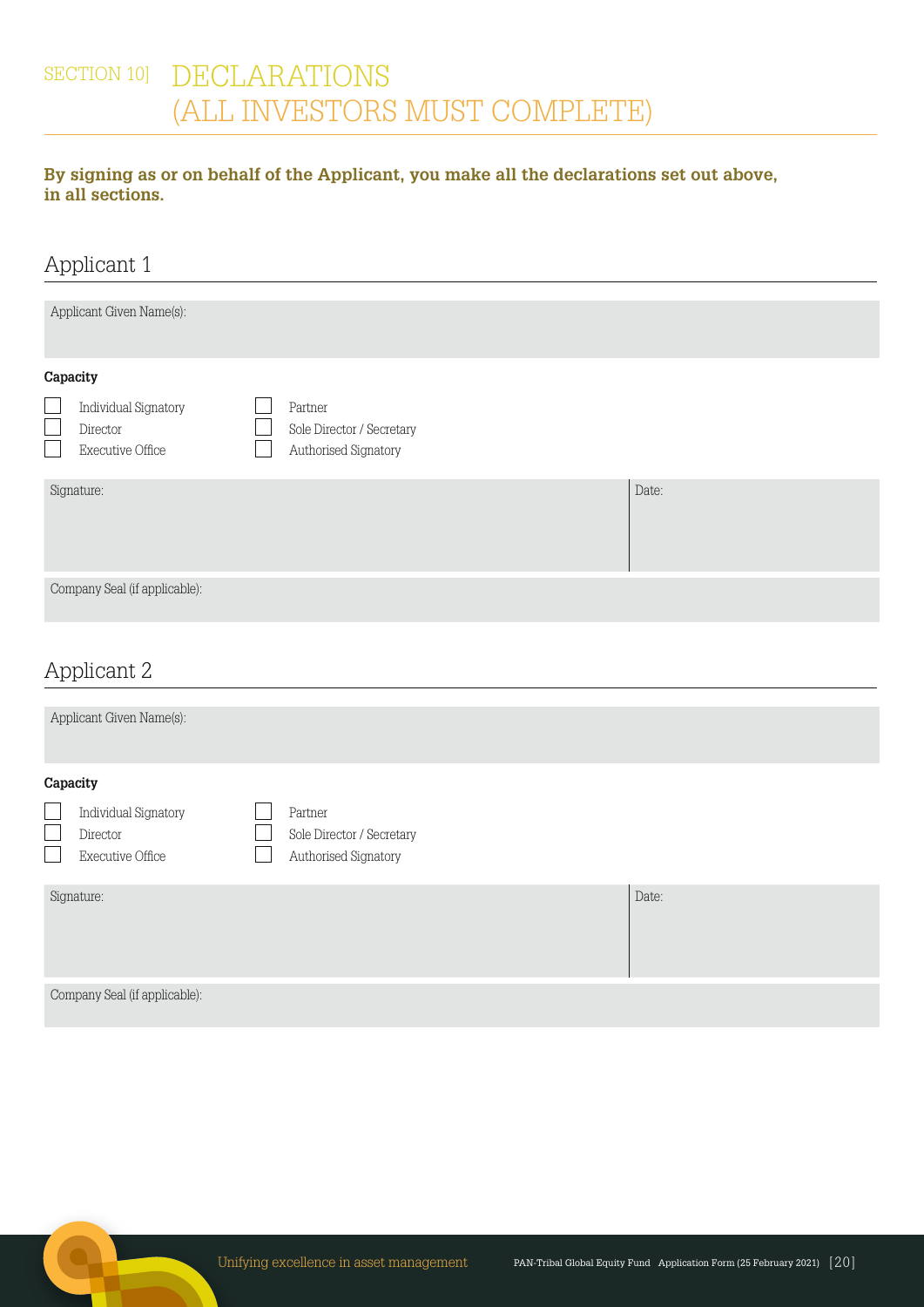# SECTION 10] DECLARATIONS (ALL INVESTORS MUST COMPLETE)

**By signing as or on behalf of the Applicant, you make all the declarations set out above, in all sections.**

## Applicant 1

Applicant Given Name(s):

**Capacity**

- ☐ Individual Signatory
- ☐ Director
- ☐ Executive Office
- ☐ Partner
- ☐ Sole Director / Secretary
- ☐ Authorised Signatory

| Signature: | Date: |
|---|---|
| | |

Company Seal (if applicable):

## Applicant 2

Applicant Given Name(s):

**Capacity**

- ☐ Individual Signatory
- ☐ Director
- ☐ Executive Office
- ☐ Partner
- ☐ Sole Director / Secretary
- ☐ Authorised Signatory

| Signature: | Date: |
|---|---|
| | |

Company Seal (if applicable):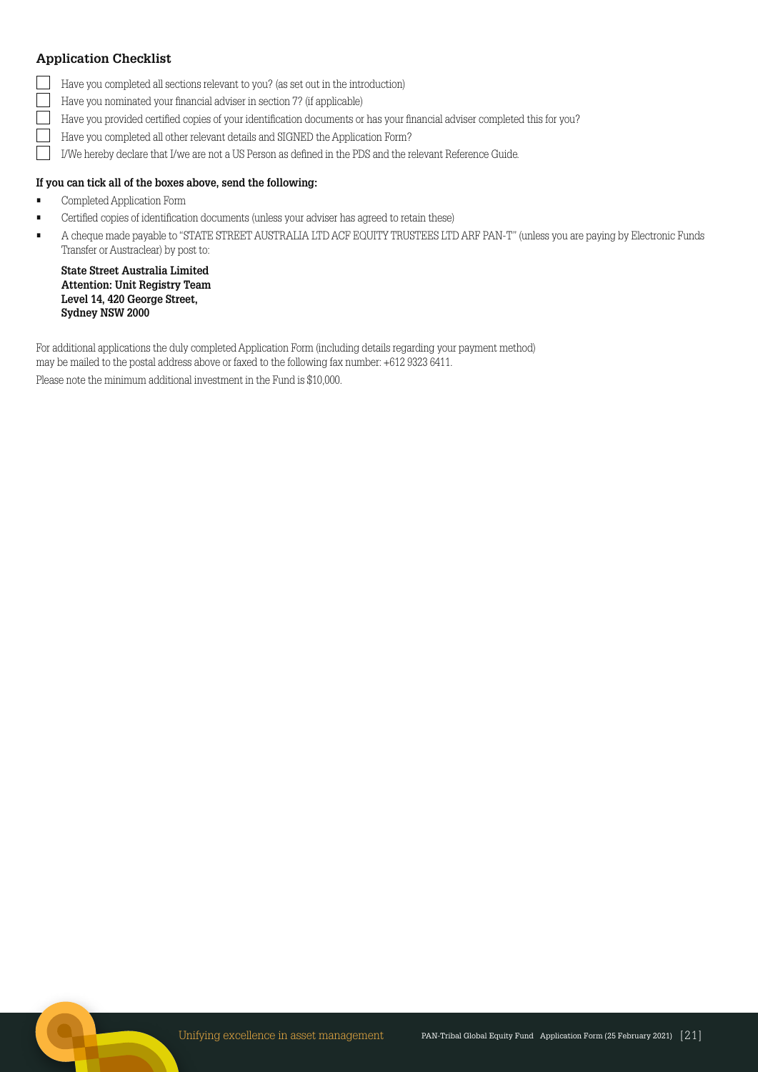## Application Checklist

- ☐ Have you completed all sections relevant to you? (as set out in the introduction)
- ☐ Have you nominated your financial adviser in section 7? (if applicable)
- ☐ Have you provided certified copies of your identification documents or has your financial adviser completed this for you?
- ☐ Have you completed all other relevant details and SIGNED the Application Form?
- ☐ I/We hereby declare that I/we are not a US Person as defined in the PDS and the relevant Reference Guide.

**If you can tick all of the boxes above, send the following:**

- Completed Application Form
- Certified copies of identification documents (unless your adviser has agreed to retain these)
- A cheque made payable to "STATE STREET AUSTRALIA LTD ACF EQUITY TRUSTEES LTD ARF PAN-T" (unless you are paying by Electronic Funds Transfer or Austraclear) by post to:

  **State Street Australia Limited**
  **Attention: Unit Registry Team**
  **Level 14, 420 George Street,**
  **Sydney NSW 2000**

For additional applications the duly completed Application Form (including details regarding your payment method) may be mailed to the postal address above or faxed to the following fax number: +612 9323 6411.

Please note the minimum additional investment in the Fund is $10,000.